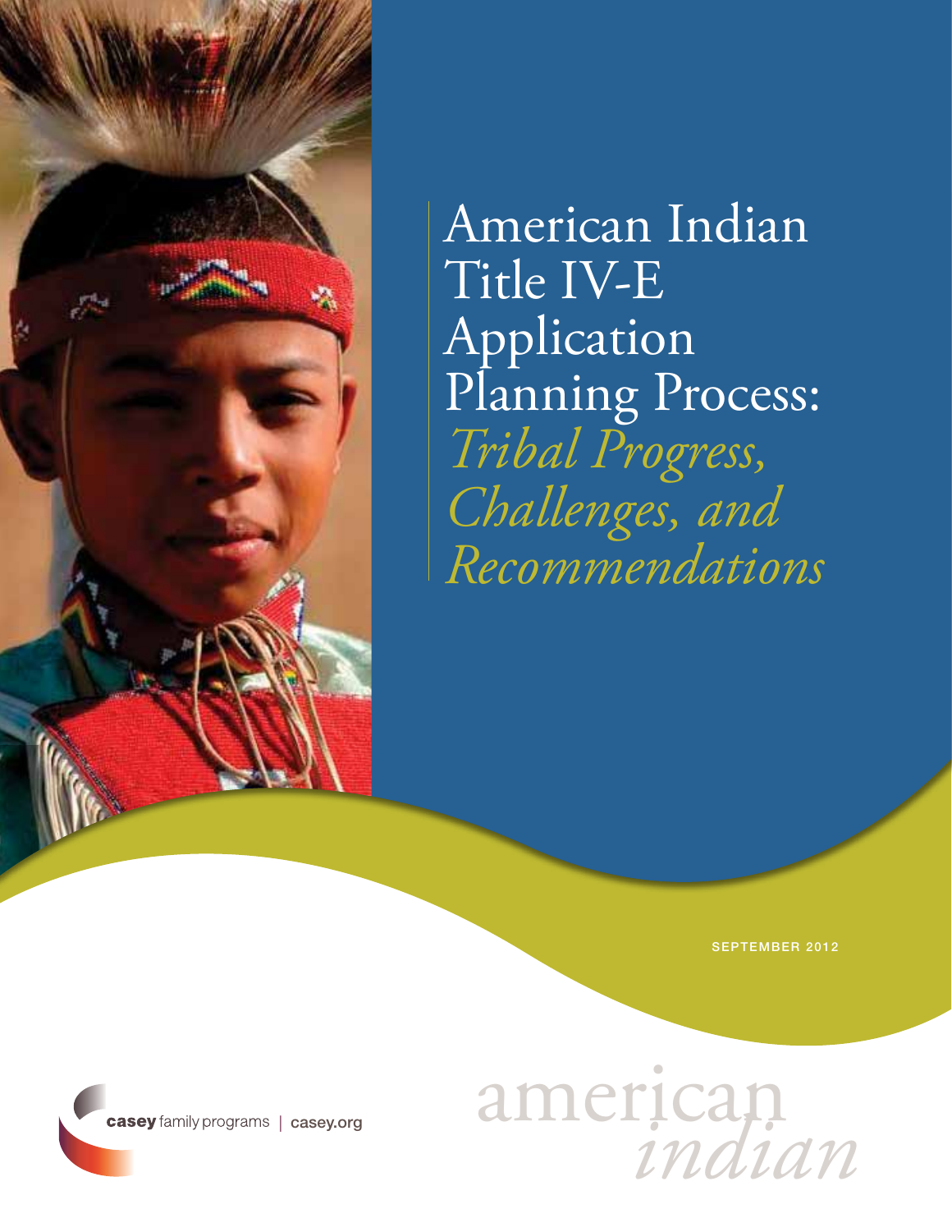# American Indian Title IV-E Application Planning Process: *Tribal Progress, Challenges, and Recommendations*

SEPTEMBER 2012

casey family programs | casey.org

american *indian*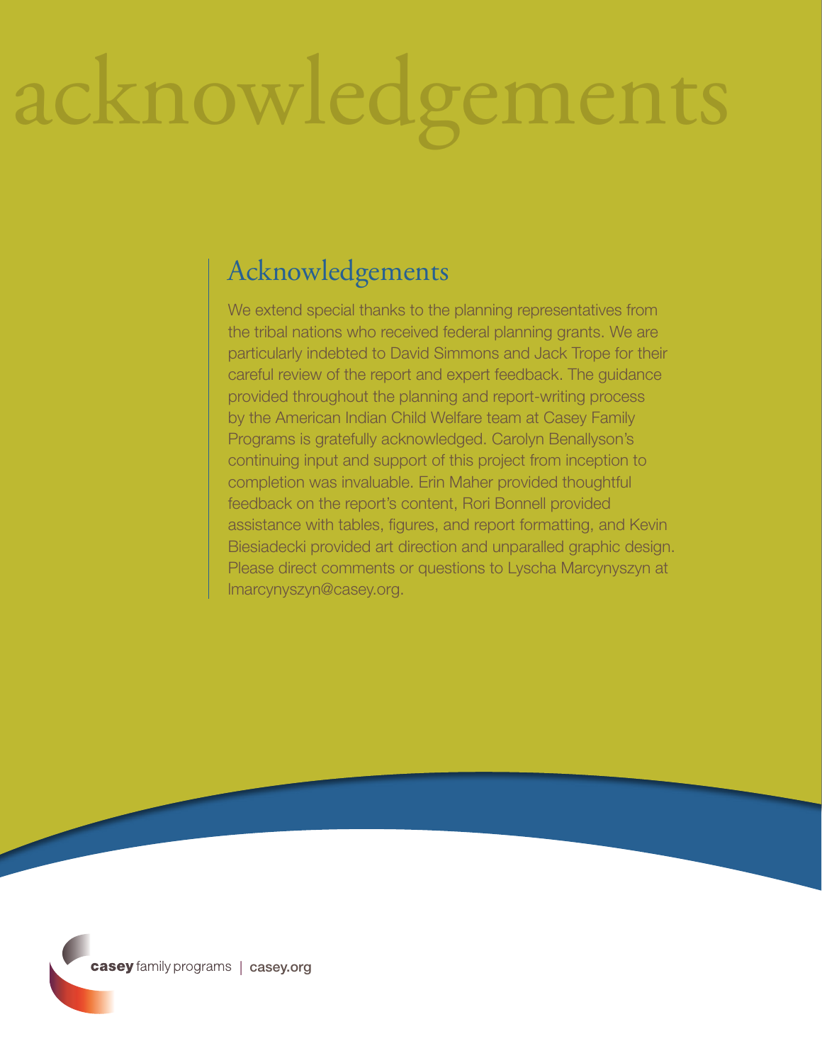# acknowledgements

## Acknowledgements

We extend special thanks to the planning representatives from the tribal nations who received federal planning grants. We are particularly indebted to David Simmons and Jack Trope for their careful review of the report and expert feedback. The guidance provided throughout the planning and report-writing process by the American Indian Child Welfare team at Casey Family Programs is gratefully acknowledged. Carolyn Benallyson's continuing input and support of this project from inception to completion was invaluable. Erin Maher provided thoughtful feedback on the report's content, Rori Bonnell provided assistance with tables, figures, and report formatting, and Kevin Biesiadecki provided art direction and unparalled graphic design. Please direct comments or questions to Lyscha Marcynyszyn at lmarcynyszyn@casey.org.

**casey** family programs | **casey.org**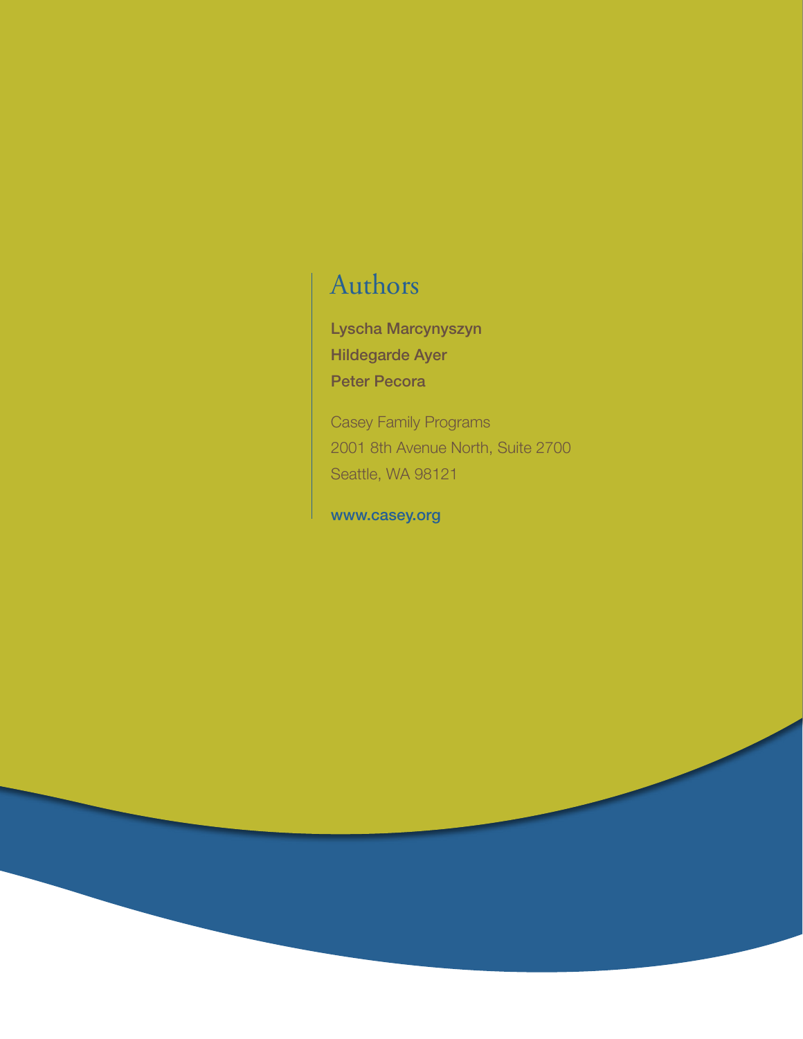## Authors

**Lyscha Marcynyszyn**
**Hildegarde Ayer**
**Peter Pecora**

Casey Family Programs
2001 8th Avenue North, Suite 2700
Seattle, WA 98121

**www.casey.org**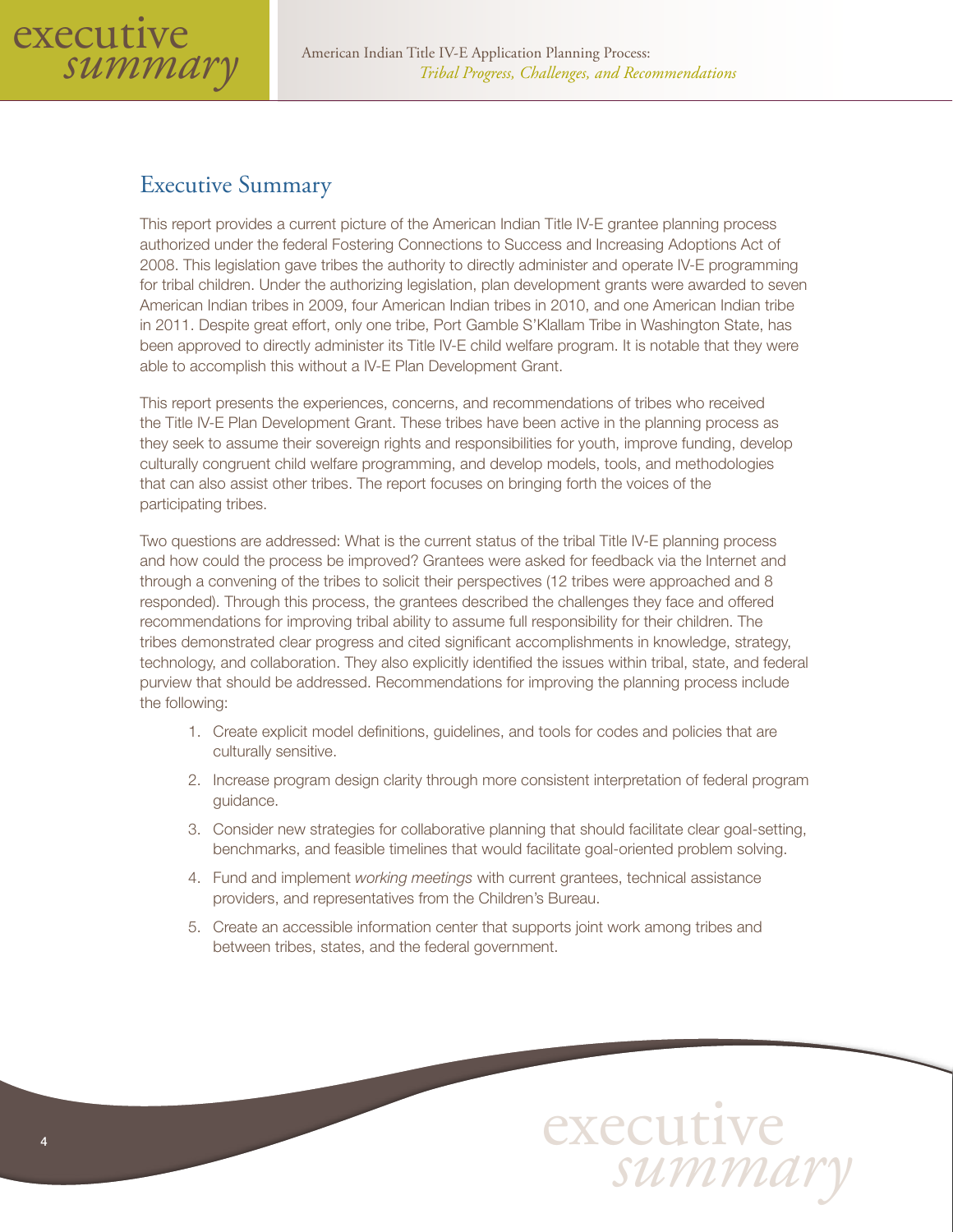## Executive Summary

This report provides a current picture of the American Indian Title IV-E grantee planning process authorized under the federal Fostering Connections to Success and Increasing Adoptions Act of 2008. This legislation gave tribes the authority to directly administer and operate IV-E programming for tribal children. Under the authorizing legislation, plan development grants were awarded to seven American Indian tribes in 2009, four American Indian tribes in 2010, and one American Indian tribe in 2011. Despite great effort, only one tribe, Port Gamble S'Klallam Tribe in Washington State, has been approved to directly administer its Title IV-E child welfare program. It is notable that they were able to accomplish this without a IV-E Plan Development Grant.

This report presents the experiences, concerns, and recommendations of tribes who received the Title IV-E Plan Development Grant. These tribes have been active in the planning process as they seek to assume their sovereign rights and responsibilities for youth, improve funding, develop culturally congruent child welfare programming, and develop models, tools, and methodologies that can also assist other tribes. The report focuses on bringing forth the voices of the participating tribes.

Two questions are addressed: What is the current status of the tribal Title IV-E planning process and how could the process be improved? Grantees were asked for feedback via the Internet and through a convening of the tribes to solicit their perspectives (12 tribes were approached and 8 responded). Through this process, the grantees described the challenges they face and offered recommendations for improving tribal ability to assume full responsibility for their children. The tribes demonstrated clear progress and cited significant accomplishments in knowledge, strategy, technology, and collaboration. They also explicitly identified the issues within tribal, state, and federal purview that should be addressed. Recommendations for improving the planning process include the following:

1. Create explicit model definitions, guidelines, and tools for codes and policies that are culturally sensitive.
2. Increase program design clarity through more consistent interpretation of federal program guidance.
3. Consider new strategies for collaborative planning that should facilitate clear goal-setting, benchmarks, and feasible timelines that would facilitate goal-oriented problem solving.
4. Fund and implement *working meetings* with current grantees, technical assistance providers, and representatives from the Children's Bureau.
5. Create an accessible information center that supports joint work among tribes and between tribes, states, and the federal government.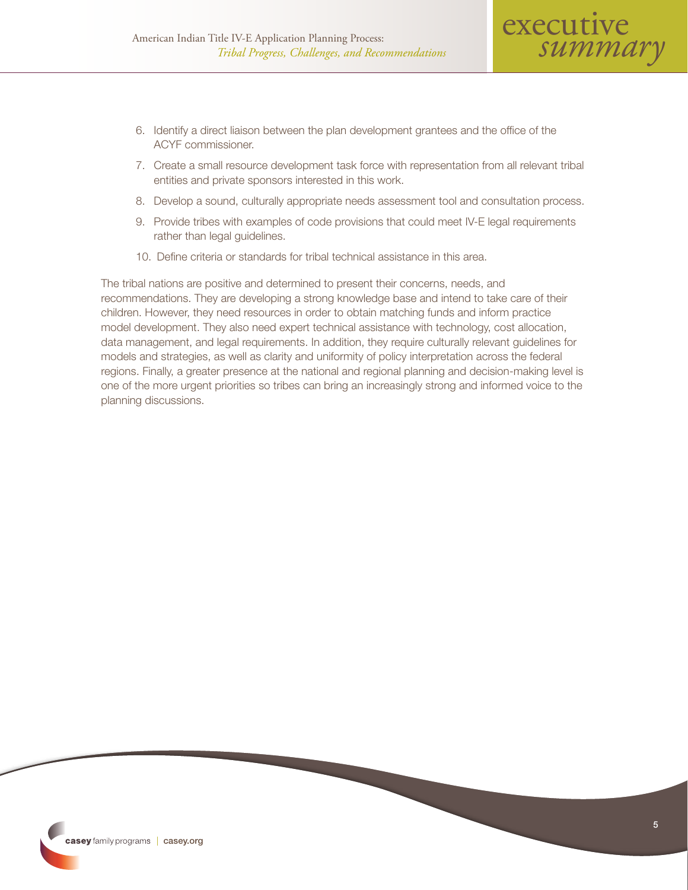6. Identify a direct liaison between the plan development grantees and the office of the ACYF commissioner.
7. Create a small resource development task force with representation from all relevant tribal entities and private sponsors interested in this work.
8. Develop a sound, culturally appropriate needs assessment tool and consultation process.
9. Provide tribes with examples of code provisions that could meet IV-E legal requirements rather than legal guidelines.
10. Define criteria or standards for tribal technical assistance in this area.

The tribal nations are positive and determined to present their concerns, needs, and recommendations. They are developing a strong knowledge base and intend to take care of their children. However, they need resources in order to obtain matching funds and inform practice model development. They also need expert technical assistance with technology, cost allocation, data management, and legal requirements. In addition, they require culturally relevant guidelines for models and strategies, as well as clarity and uniformity of policy interpretation across the federal regions. Finally, a greater presence at the national and regional planning and decision-making level is one of the more urgent priorities so tribes can bring an increasingly strong and informed voice to the planning discussions.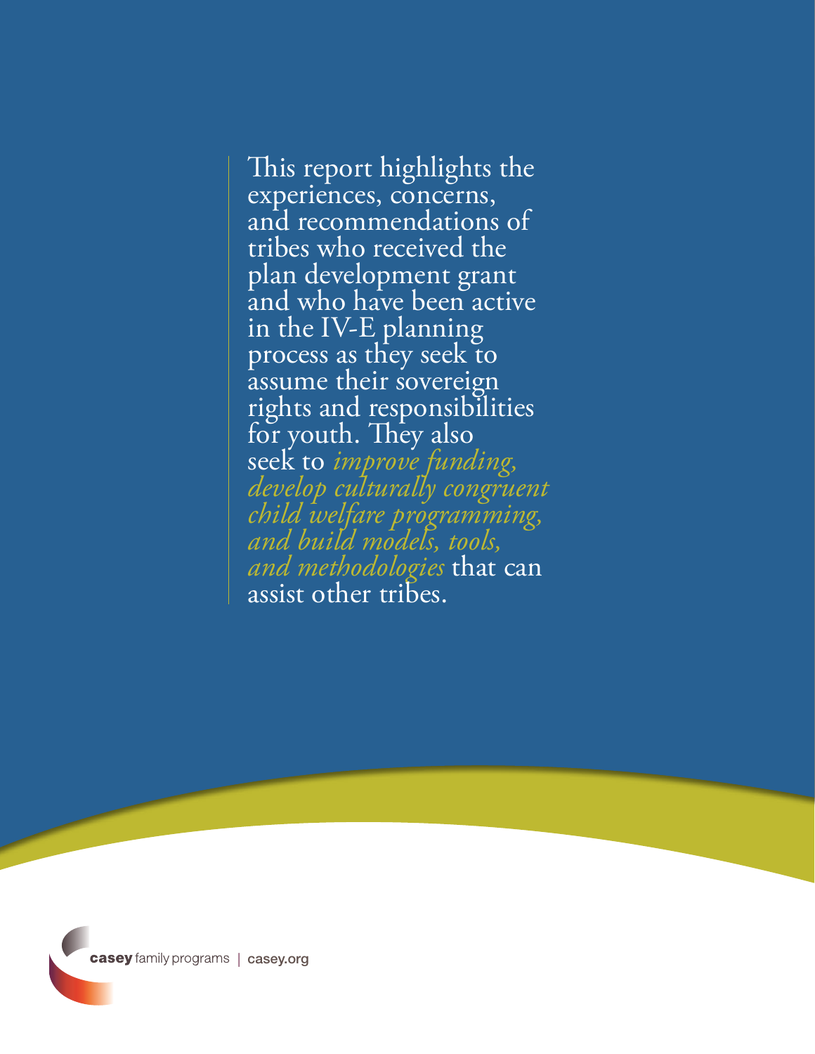This report highlights the experiences, concerns, and recommendations of tribes who received the plan development grant and who have been active in the IV-E planning process as they seek to assume their sovereign rights and responsibilities for youth. They also seek to *improve funding, develop culturally congruent child welfare programming, and build models, tools, and methodologies* that can assist other tribes.

casey family programs | casey.org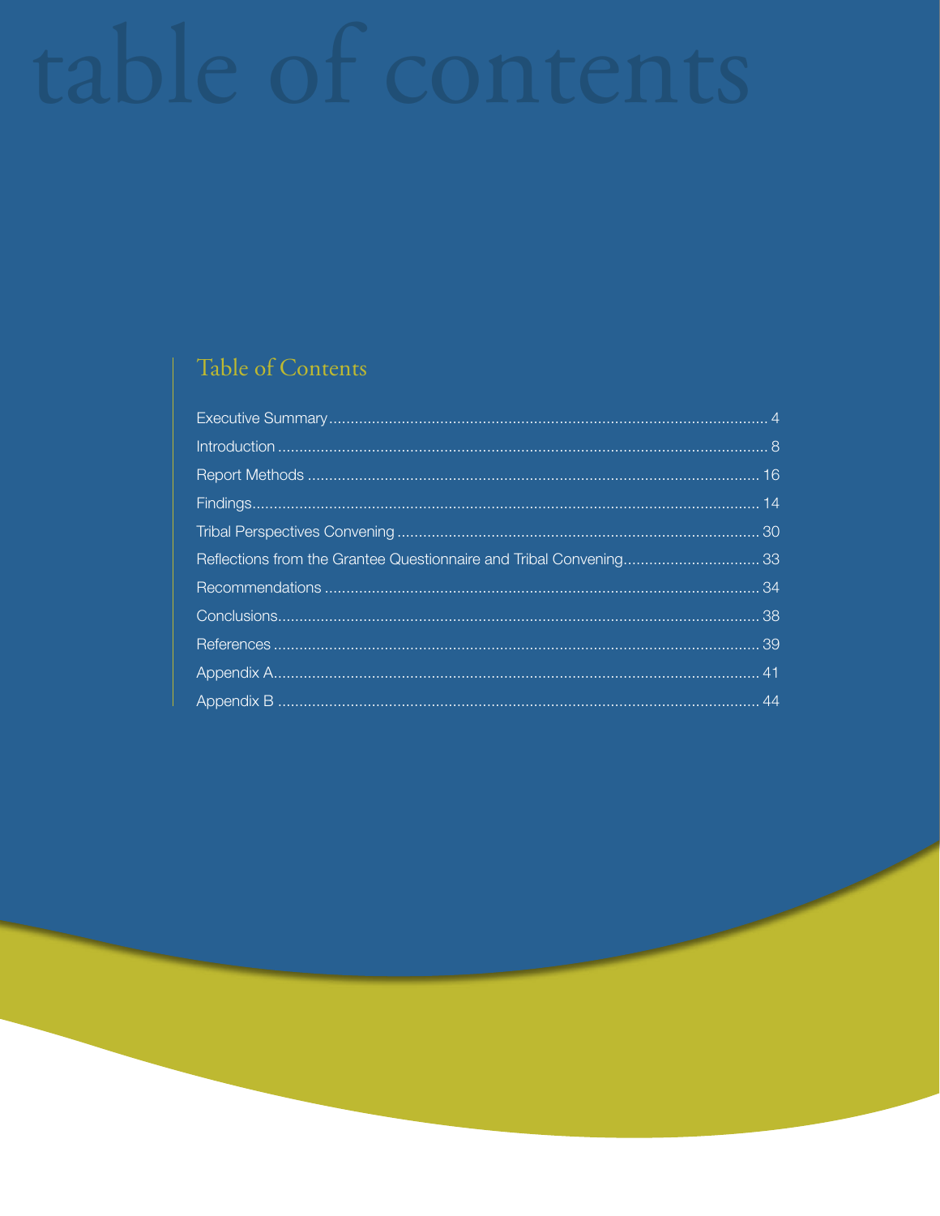# table of contents

## Table of Contents

Executive Summary .... 4
Introduction .... 8
Report Methods .... 16
Findings .... 14
Tribal Perspectives Convening .... 30
Reflections from the Grantee Questionnaire and Tribal Convening .... 33
Recommendations .... 34
Conclusions .... 38
References .... 39
Appendix A .... 41
Appendix B .... 44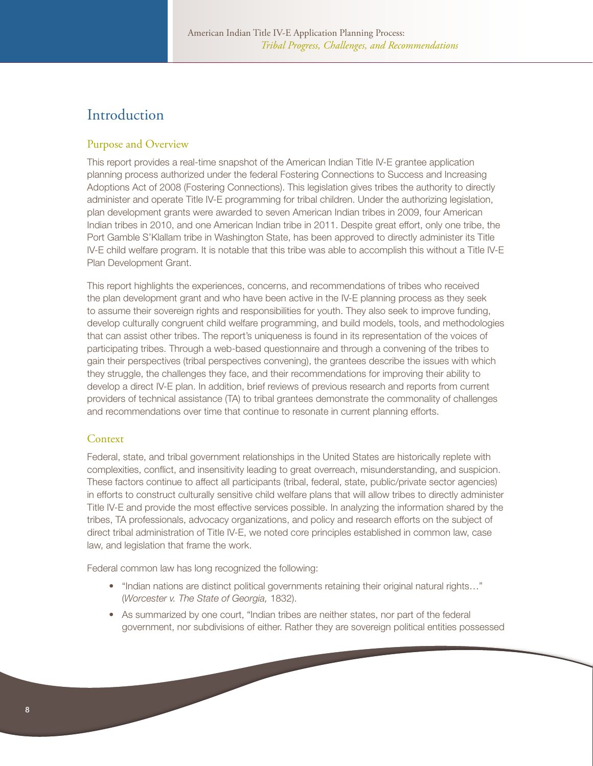# Introduction

## Purpose and Overview

This report provides a real-time snapshot of the American Indian Title IV-E grantee application planning process authorized under the federal Fostering Connections to Success and Increasing Adoptions Act of 2008 (Fostering Connections). This legislation gives tribes the authority to directly administer and operate Title IV-E programming for tribal children. Under the authorizing legislation, plan development grants were awarded to seven American Indian tribes in 2009, four American Indian tribes in 2010, and one American Indian tribe in 2011. Despite great effort, only one tribe, the Port Gamble S'Klallam tribe in Washington State, has been approved to directly administer its Title IV-E child welfare program. It is notable that this tribe was able to accomplish this without a Title IV-E Plan Development Grant.

This report highlights the experiences, concerns, and recommendations of tribes who received the plan development grant and who have been active in the IV-E planning process as they seek to assume their sovereign rights and responsibilities for youth. They also seek to improve funding, develop culturally congruent child welfare programming, and build models, tools, and methodologies that can assist other tribes. The report's uniqueness is found in its representation of the voices of participating tribes. Through a web-based questionnaire and through a convening of the tribes to gain their perspectives (tribal perspectives convening), the grantees describe the issues with which they struggle, the challenges they face, and their recommendations for improving their ability to develop a direct IV-E plan. In addition, brief reviews of previous research and reports from current providers of technical assistance (TA) to tribal grantees demonstrate the commonality of challenges and recommendations over time that continue to resonate in current planning efforts.

## Context

Federal, state, and tribal government relationships in the United States are historically replete with complexities, conflict, and insensitivity leading to great overreach, misunderstanding, and suspicion. These factors continue to affect all participants (tribal, federal, state, public/private sector agencies) in efforts to construct culturally sensitive child welfare plans that will allow tribes to directly administer Title IV-E and provide the most effective services possible. In analyzing the information shared by the tribes, TA professionals, advocacy organizations, and policy and research efforts on the subject of direct tribal administration of Title IV-E, we noted core principles established in common law, case law, and legislation that frame the work.

Federal common law has long recognized the following:

- "Indian nations are distinct political governments retaining their original natural rights…" (*Worcester v. The State of Georgia,* 1832).
- As summarized by one court, "Indian tribes are neither states, nor part of the federal government, nor subdivisions of either. Rather they are sovereign political entities possessed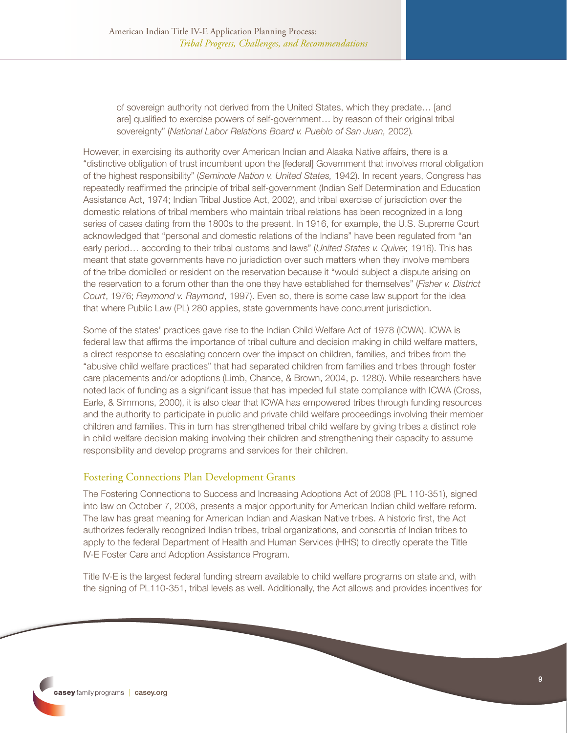of sovereign authority not derived from the United States, which they predate… [and are] qualified to exercise powers of self-government… by reason of their original tribal sovereignty" (*National Labor Relations Board v. Pueblo of San Juan,* 2002).

However, in exercising its authority over American Indian and Alaska Native affairs, there is a "distinctive obligation of trust incumbent upon the [federal] Government that involves moral obligation of the highest responsibility" (*Seminole Nation v. United States,* 1942). In recent years, Congress has repeatedly reaffirmed the principle of tribal self-government (Indian Self Determination and Education Assistance Act, 1974; Indian Tribal Justice Act, 2002), and tribal exercise of jurisdiction over the domestic relations of tribal members who maintain tribal relations has been recognized in a long series of cases dating from the 1800s to the present. In 1916, for example, the U.S. Supreme Court acknowledged that "personal and domestic relations of the Indians" have been regulated from "an early period… according to their tribal customs and laws" (*United States v. Quiver,* 1916). This has meant that state governments have no jurisdiction over such matters when they involve members of the tribe domiciled or resident on the reservation because it "would subject a dispute arising on the reservation to a forum other than the one they have established for themselves" (*Fisher v. District Court*, 1976; *Raymond v. Raymond*, 1997). Even so, there is some case law support for the idea that where Public Law (PL) 280 applies, state governments have concurrent jurisdiction.

Some of the states' practices gave rise to the Indian Child Welfare Act of 1978 (ICWA). ICWA is federal law that affirms the importance of tribal culture and decision making in child welfare matters, a direct response to escalating concern over the impact on children, families, and tribes from the "abusive child welfare practices" that had separated children from families and tribes through foster care placements and/or adoptions (Limb, Chance, & Brown, 2004, p. 1280). While researchers have noted lack of funding as a significant issue that has impeded full state compliance with ICWA (Cross, Earle, & Simmons, 2000), it is also clear that ICWA has empowered tribes through funding resources and the authority to participate in public and private child welfare proceedings involving their member children and families. This in turn has strengthened tribal child welfare by giving tribes a distinct role in child welfare decision making involving their children and strengthening their capacity to assume responsibility and develop programs and services for their children.

## Fostering Connections Plan Development Grants

The Fostering Connections to Success and Increasing Adoptions Act of 2008 (PL 110-351), signed into law on October 7, 2008, presents a major opportunity for American Indian child welfare reform. The law has great meaning for American Indian and Alaskan Native tribes. A historic first, the Act authorizes federally recognized Indian tribes, tribal organizations, and consortia of Indian tribes to apply to the federal Department of Health and Human Services (HHS) to directly operate the Title IV-E Foster Care and Adoption Assistance Program.

Title IV-E is the largest federal funding stream available to child welfare programs on state and, with the signing of PL110-351, tribal levels as well. Additionally, the Act allows and provides incentives for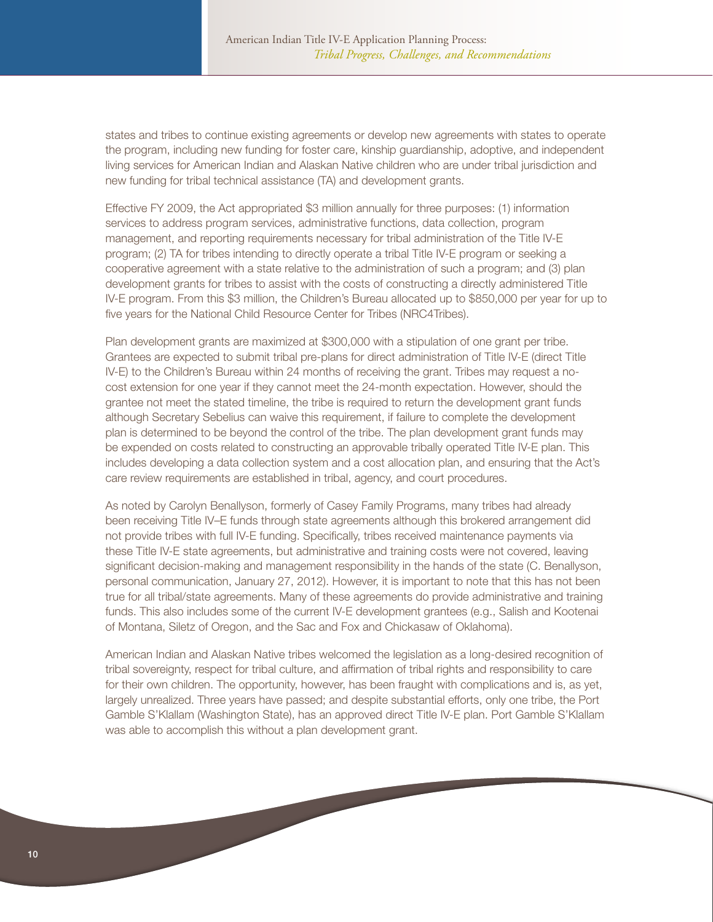states and tribes to continue existing agreements or develop new agreements with states to operate the program, including new funding for foster care, kinship guardianship, adoptive, and independent living services for American Indian and Alaskan Native children who are under tribal jurisdiction and new funding for tribal technical assistance (TA) and development grants.

Effective FY 2009, the Act appropriated $3 million annually for three purposes: (1) information services to address program services, administrative functions, data collection, program management, and reporting requirements necessary for tribal administration of the Title IV-E program; (2) TA for tribes intending to directly operate a tribal Title IV-E program or seeking a cooperative agreement with a state relative to the administration of such a program; and (3) plan development grants for tribes to assist with the costs of constructing a directly administered Title IV-E program. From this $3 million, the Children's Bureau allocated up to $850,000 per year for up to five years for the National Child Resource Center for Tribes (NRC4Tribes).

Plan development grants are maximized at $300,000 with a stipulation of one grant per tribe. Grantees are expected to submit tribal pre-plans for direct administration of Title IV-E (direct Title IV-E) to the Children's Bureau within 24 months of receiving the grant. Tribes may request a no-cost extension for one year if they cannot meet the 24-month expectation. However, should the grantee not meet the stated timeline, the tribe is required to return the development grant funds although Secretary Sebelius can waive this requirement, if failure to complete the development plan is determined to be beyond the control of the tribe. The plan development grant funds may be expended on costs related to constructing an approvable tribally operated Title IV-E plan. This includes developing a data collection system and a cost allocation plan, and ensuring that the Act's care review requirements are established in tribal, agency, and court procedures.

As noted by Carolyn Benallyson, formerly of Casey Family Programs, many tribes had already been receiving Title IV–E funds through state agreements although this brokered arrangement did not provide tribes with full IV-E funding. Specifically, tribes received maintenance payments via these Title IV-E state agreements, but administrative and training costs were not covered, leaving significant decision-making and management responsibility in the hands of the state (C. Benallyson, personal communication, January 27, 2012). However, it is important to note that this has not been true for all tribal/state agreements. Many of these agreements do provide administrative and training funds. This also includes some of the current IV-E development grantees (e.g., Salish and Kootenai of Montana, Siletz of Oregon, and the Sac and Fox and Chickasaw of Oklahoma).

American Indian and Alaskan Native tribes welcomed the legislation as a long-desired recognition of tribal sovereignty, respect for tribal culture, and affirmation of tribal rights and responsibility to care for their own children. The opportunity, however, has been fraught with complications and is, as yet, largely unrealized. Three years have passed; and despite substantial efforts, only one tribe, the Port Gamble S'Klallam (Washington State), has an approved direct Title IV-E plan. Port Gamble S'Klallam was able to accomplish this without a plan development grant.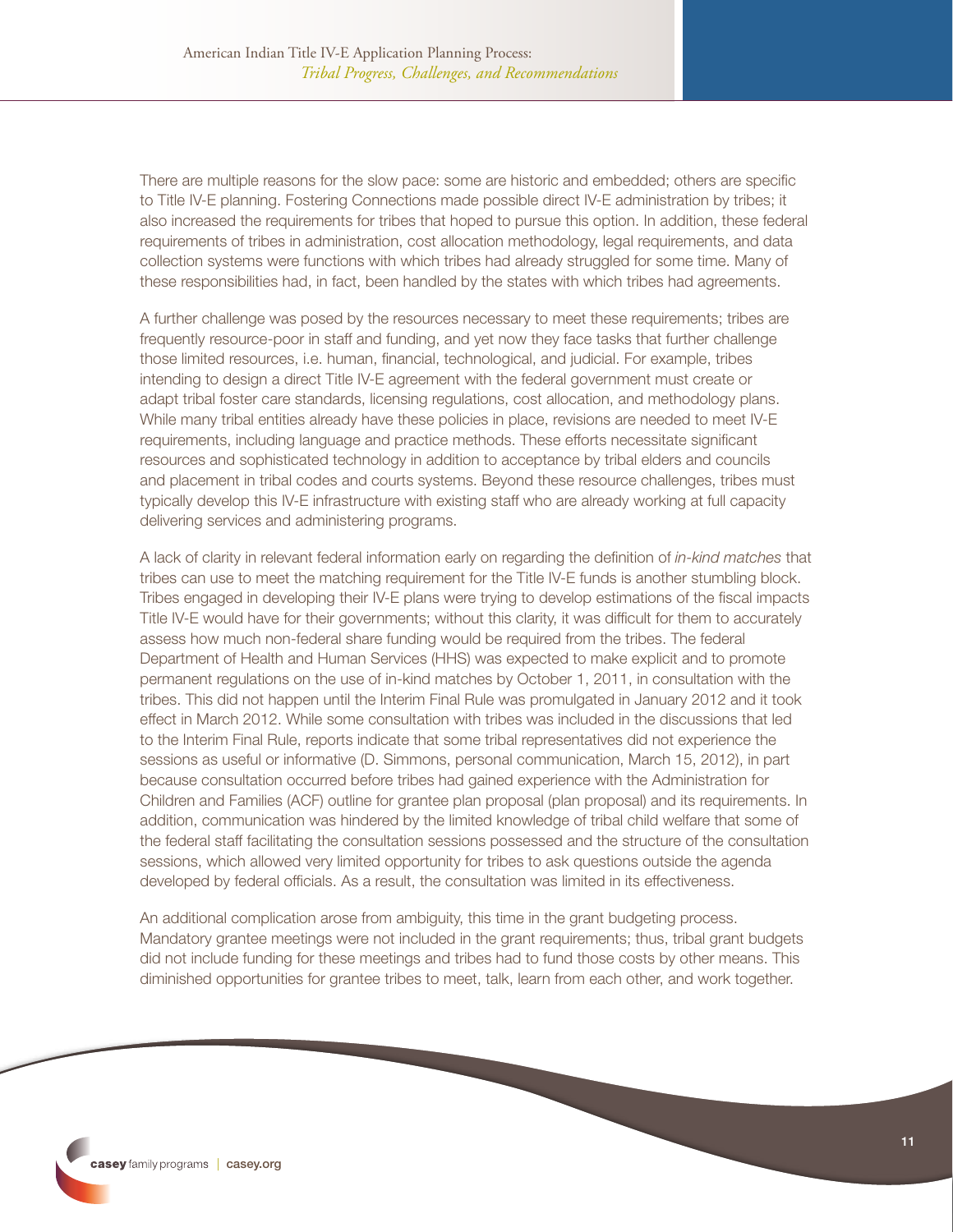There are multiple reasons for the slow pace: some are historic and embedded; others are specific to Title IV-E planning. Fostering Connections made possible direct IV-E administration by tribes; it also increased the requirements for tribes that hoped to pursue this option. In addition, these federal requirements of tribes in administration, cost allocation methodology, legal requirements, and data collection systems were functions with which tribes had already struggled for some time. Many of these responsibilities had, in fact, been handled by the states with which tribes had agreements.

A further challenge was posed by the resources necessary to meet these requirements; tribes are frequently resource-poor in staff and funding, and yet now they face tasks that further challenge those limited resources, i.e. human, financial, technological, and judicial. For example, tribes intending to design a direct Title IV-E agreement with the federal government must create or adapt tribal foster care standards, licensing regulations, cost allocation, and methodology plans. While many tribal entities already have these policies in place, revisions are needed to meet IV-E requirements, including language and practice methods. These efforts necessitate significant resources and sophisticated technology in addition to acceptance by tribal elders and councils and placement in tribal codes and courts systems. Beyond these resource challenges, tribes must typically develop this IV-E infrastructure with existing staff who are already working at full capacity delivering services and administering programs.

A lack of clarity in relevant federal information early on regarding the definition of *in-kind matches* that tribes can use to meet the matching requirement for the Title IV-E funds is another stumbling block. Tribes engaged in developing their IV-E plans were trying to develop estimations of the fiscal impacts Title IV-E would have for their governments; without this clarity, it was difficult for them to accurately assess how much non-federal share funding would be required from the tribes. The federal Department of Health and Human Services (HHS) was expected to make explicit and to promote permanent regulations on the use of in-kind matches by October 1, 2011, in consultation with the tribes. This did not happen until the Interim Final Rule was promulgated in January 2012 and it took effect in March 2012. While some consultation with tribes was included in the discussions that led to the Interim Final Rule, reports indicate that some tribal representatives did not experience the sessions as useful or informative (D. Simmons, personal communication, March 15, 2012), in part because consultation occurred before tribes had gained experience with the Administration for Children and Families (ACF) outline for grantee plan proposal (plan proposal) and its requirements. In addition, communication was hindered by the limited knowledge of tribal child welfare that some of the federal staff facilitating the consultation sessions possessed and the structure of the consultation sessions, which allowed very limited opportunity for tribes to ask questions outside the agenda developed by federal officials. As a result, the consultation was limited in its effectiveness.

An additional complication arose from ambiguity, this time in the grant budgeting process. Mandatory grantee meetings were not included in the grant requirements; thus, tribal grant budgets did not include funding for these meetings and tribes had to fund those costs by other means. This diminished opportunities for grantee tribes to meet, talk, learn from each other, and work together.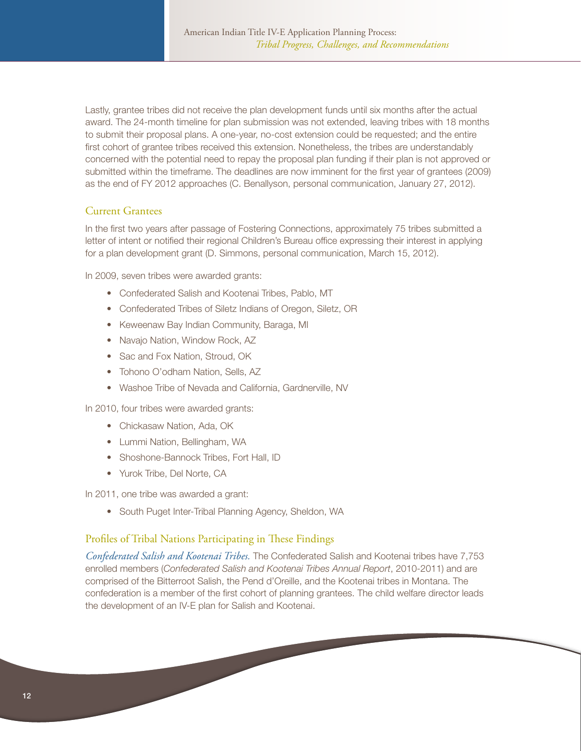Lastly, grantee tribes did not receive the plan development funds until six months after the actual award. The 24-month timeline for plan submission was not extended, leaving tribes with 18 months to submit their proposal plans. A one-year, no-cost extension could be requested; and the entire first cohort of grantee tribes received this extension. Nonetheless, the tribes are understandably concerned with the potential need to repay the proposal plan funding if their plan is not approved or submitted within the timeframe. The deadlines are now imminent for the first year of grantees (2009) as the end of FY 2012 approaches (C. Benallyson, personal communication, January 27, 2012).

## Current Grantees

In the first two years after passage of Fostering Connections, approximately 75 tribes submitted a letter of intent or notified their regional Children's Bureau office expressing their interest in applying for a plan development grant (D. Simmons, personal communication, March 15, 2012).

In 2009, seven tribes were awarded grants:

- Confederated Salish and Kootenai Tribes, Pablo, MT
- Confederated Tribes of Siletz Indians of Oregon, Siletz, OR
- Keweenaw Bay Indian Community, Baraga, MI
- Navajo Nation, Window Rock, AZ
- Sac and Fox Nation, Stroud, OK
- Tohono O'odham Nation, Sells, AZ
- Washoe Tribe of Nevada and California, Gardnerville, NV

In 2010, four tribes were awarded grants:

- Chickasaw Nation, Ada, OK
- Lummi Nation, Bellingham, WA
- Shoshone-Bannock Tribes, Fort Hall, ID
- Yurok Tribe, Del Norte, CA

In 2011, one tribe was awarded a grant:

- South Puget Inter-Tribal Planning Agency, Sheldon, WA

## Profiles of Tribal Nations Participating in These Findings

*Confederated Salish and Kootenai Tribes.* The Confederated Salish and Kootenai tribes have 7,753 enrolled members (*Confederated Salish and Kootenai Tribes Annual Report*, 2010-2011) and are comprised of the Bitterroot Salish, the Pend d'Oreille, and the Kootenai tribes in Montana. The confederation is a member of the first cohort of planning grantees. The child welfare director leads the development of an IV-E plan for Salish and Kootenai.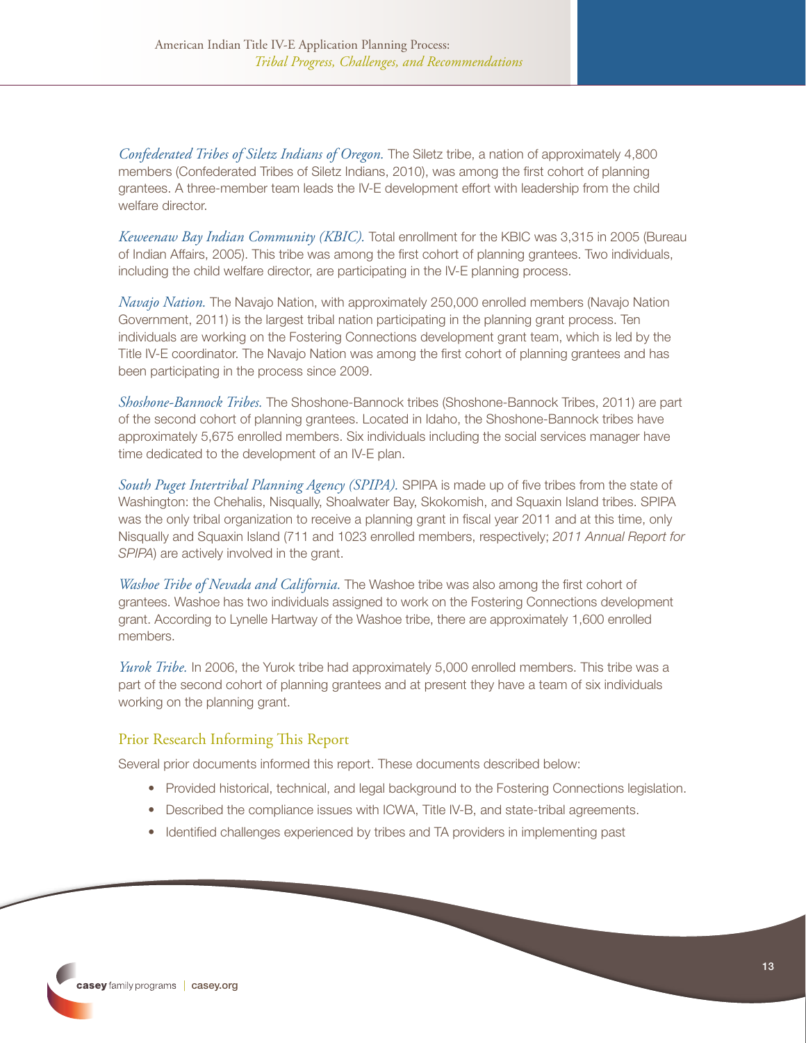*Confederated Tribes of Siletz Indians of Oregon.* The Siletz tribe, a nation of approximately 4,800 members (Confederated Tribes of Siletz Indians, 2010), was among the first cohort of planning grantees. A three-member team leads the IV-E development effort with leadership from the child welfare director.

*Keweenaw Bay Indian Community (KBIC).* Total enrollment for the KBIC was 3,315 in 2005 (Bureau of Indian Affairs, 2005). This tribe was among the first cohort of planning grantees. Two individuals, including the child welfare director, are participating in the IV-E planning process.

*Navajo Nation.* The Navajo Nation, with approximately 250,000 enrolled members (Navajo Nation Government, 2011) is the largest tribal nation participating in the planning grant process. Ten individuals are working on the Fostering Connections development grant team, which is led by the Title IV-E coordinator. The Navajo Nation was among the first cohort of planning grantees and has been participating in the process since 2009.

*Shoshone-Bannock Tribes.* The Shoshone-Bannock tribes (Shoshone-Bannock Tribes, 2011) are part of the second cohort of planning grantees. Located in Idaho, the Shoshone-Bannock tribes have approximately 5,675 enrolled members. Six individuals including the social services manager have time dedicated to the development of an IV-E plan.

*South Puget Intertribal Planning Agency (SPIPA).* SPIPA is made up of five tribes from the state of Washington: the Chehalis, Nisqually, Shoalwater Bay, Skokomish, and Squaxin Island tribes. SPIPA was the only tribal organization to receive a planning grant in fiscal year 2011 and at this time, only Nisqually and Squaxin Island (711 and 1023 enrolled members, respectively; *2011 Annual Report for SPIPA*) are actively involved in the grant.

*Washoe Tribe of Nevada and California.* The Washoe tribe was also among the first cohort of grantees. Washoe has two individuals assigned to work on the Fostering Connections development grant. According to Lynelle Hartway of the Washoe tribe, there are approximately 1,600 enrolled members.

*Yurok Tribe.* In 2006, the Yurok tribe had approximately 5,000 enrolled members. This tribe was a part of the second cohort of planning grantees and at present they have a team of six individuals working on the planning grant.

## Prior Research Informing This Report

Several prior documents informed this report. These documents described below:

- Provided historical, technical, and legal background to the Fostering Connections legislation.
- Described the compliance issues with ICWA, Title IV-B, and state-tribal agreements.
- Identified challenges experienced by tribes and TA providers in implementing past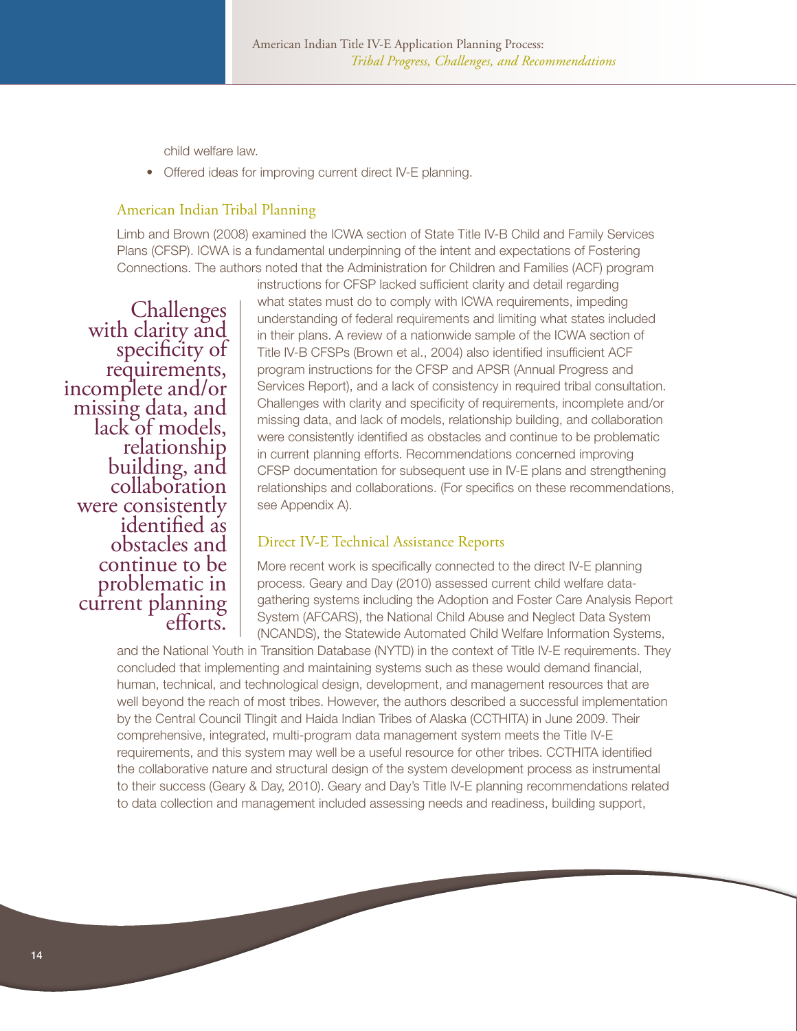child welfare law.

- Offered ideas for improving current direct IV-E planning.

### American Indian Tribal Planning

Limb and Brown (2008) examined the ICWA section of State Title IV-B Child and Family Services Plans (CFSP). ICWA is a fundamental underpinning of the intent and expectations of Fostering Connections. The authors noted that the Administration for Children and Families (ACF) program instructions for CFSP lacked sufficient clarity and detail regarding what states must do to comply with ICWA requirements, impeding understanding of federal requirements and limiting what states included in their plans. A review of a nationwide sample of the ICWA section of Title IV-B CFSPs (Brown et al., 2004) also identified insufficient ACF program instructions for the CFSP and APSR (Annual Progress and Services Report), and a lack of consistency in required tribal consultation. Challenges with clarity and specificity of requirements, incomplete and/or missing data, and lack of models, relationship building, and collaboration were consistently identified as obstacles and continue to be problematic in current planning efforts. Recommendations concerned improving CFSP documentation for subsequent use in IV-E plans and strengthening relationships and collaborations. (For specifics on these recommendations, see Appendix A).

> Challenges with clarity and specificity of requirements, incomplete and/or missing data, and lack of models, relationship building, and collaboration were consistently identified as obstacles and continue to be problematic in current planning efforts.

### Direct IV-E Technical Assistance Reports

More recent work is specifically connected to the direct IV-E planning process. Geary and Day (2010) assessed current child welfare data-gathering systems including the Adoption and Foster Care Analysis Report System (AFCARS), the National Child Abuse and Neglect Data System (NCANDS), the Statewide Automated Child Welfare Information Systems, and the National Youth in Transition Database (NYTD) in the context of Title IV-E requirements. They concluded that implementing and maintaining systems such as these would demand financial, human, technical, and technological design, development, and management resources that are well beyond the reach of most tribes. However, the authors described a successful implementation by the Central Council Tlingit and Haida Indian Tribes of Alaska (CCTHITA) in June 2009. Their comprehensive, integrated, multi-program data management system meets the Title IV-E requirements, and this system may well be a useful resource for other tribes. CCTHITA identified the collaborative nature and structural design of the system development process as instrumental to their success (Geary & Day, 2010). Geary and Day's Title IV-E planning recommendations related to data collection and management included assessing needs and readiness, building support,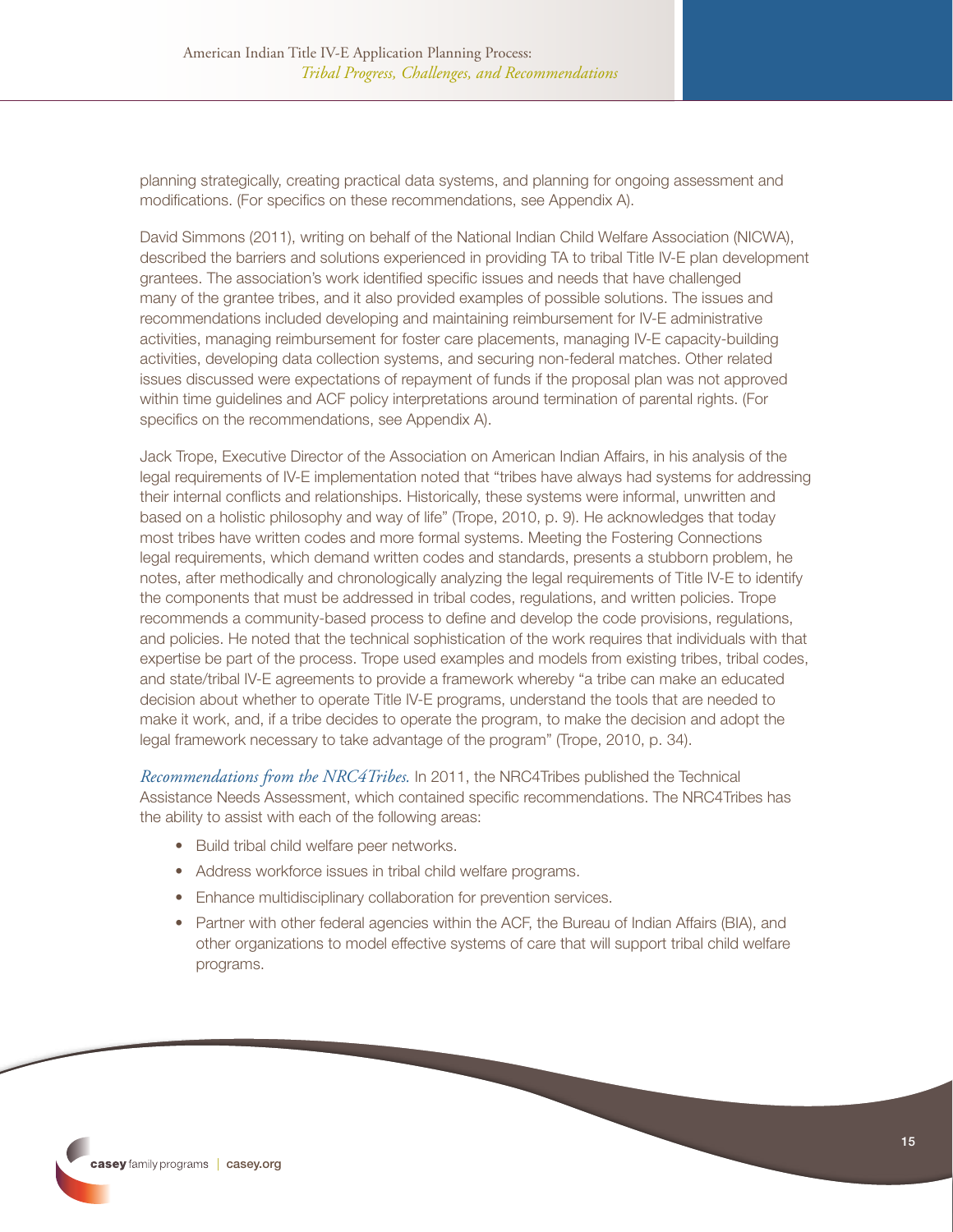planning strategically, creating practical data systems, and planning for ongoing assessment and modifications. (For specifics on these recommendations, see Appendix A).

David Simmons (2011), writing on behalf of the National Indian Child Welfare Association (NICWA), described the barriers and solutions experienced in providing TA to tribal Title IV-E plan development grantees. The association's work identified specific issues and needs that have challenged many of the grantee tribes, and it also provided examples of possible solutions. The issues and recommendations included developing and maintaining reimbursement for IV-E administrative activities, managing reimbursement for foster care placements, managing IV-E capacity-building activities, developing data collection systems, and securing non-federal matches. Other related issues discussed were expectations of repayment of funds if the proposal plan was not approved within time guidelines and ACF policy interpretations around termination of parental rights. (For specifics on the recommendations, see Appendix A).

Jack Trope, Executive Director of the Association on American Indian Affairs, in his analysis of the legal requirements of IV-E implementation noted that "tribes have always had systems for addressing their internal conflicts and relationships. Historically, these systems were informal, unwritten and based on a holistic philosophy and way of life" (Trope, 2010, p. 9). He acknowledges that today most tribes have written codes and more formal systems. Meeting the Fostering Connections legal requirements, which demand written codes and standards, presents a stubborn problem, he notes, after methodically and chronologically analyzing the legal requirements of Title IV-E to identify the components that must be addressed in tribal codes, regulations, and written policies. Trope recommends a community-based process to define and develop the code provisions, regulations, and policies. He noted that the technical sophistication of the work requires that individuals with that expertise be part of the process. Trope used examples and models from existing tribes, tribal codes, and state/tribal IV-E agreements to provide a framework whereby "a tribe can make an educated decision about whether to operate Title IV-E programs, understand the tools that are needed to make it work, and, if a tribe decides to operate the program, to make the decision and adopt the legal framework necessary to take advantage of the program" (Trope, 2010, p. 34).

*Recommendations from the NRC4Tribes.* In 2011, the NRC4Tribes published the Technical Assistance Needs Assessment, which contained specific recommendations. The NRC4Tribes has the ability to assist with each of the following areas:

- Build tribal child welfare peer networks.
- Address workforce issues in tribal child welfare programs.
- Enhance multidisciplinary collaboration for prevention services.
- Partner with other federal agencies within the ACF, the Bureau of Indian Affairs (BIA), and other organizations to model effective systems of care that will support tribal child welfare programs.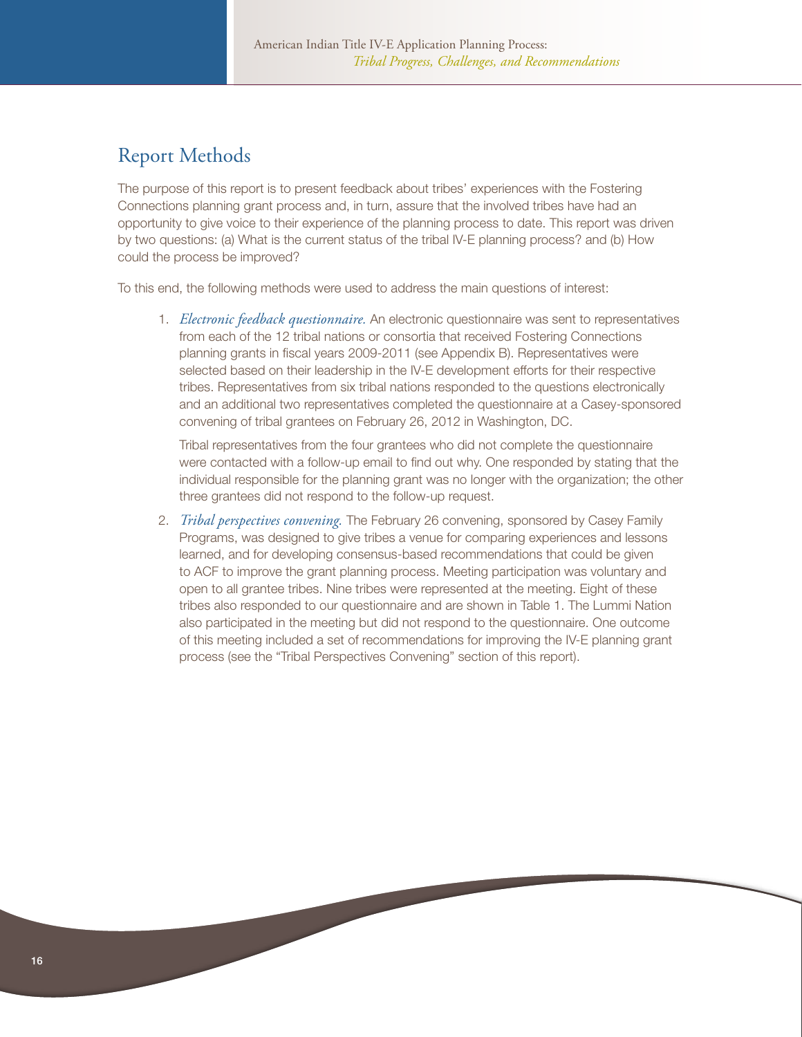## Report Methods

The purpose of this report is to present feedback about tribes' experiences with the Fostering Connections planning grant process and, in turn, assure that the involved tribes have had an opportunity to give voice to their experience of the planning process to date. This report was driven by two questions: (a) What is the current status of the tribal IV-E planning process? and (b) How could the process be improved?

To this end, the following methods were used to address the main questions of interest:

1. *Electronic feedback questionnaire.* An electronic questionnaire was sent to representatives from each of the 12 tribal nations or consortia that received Fostering Connections planning grants in fiscal years 2009-2011 (see Appendix B). Representatives were selected based on their leadership in the IV-E development efforts for their respective tribes. Representatives from six tribal nations responded to the questions electronically and an additional two representatives completed the questionnaire at a Casey-sponsored convening of tribal grantees on February 26, 2012 in Washington, DC.

   Tribal representatives from the four grantees who did not complete the questionnaire were contacted with a follow-up email to find out why. One responded by stating that the individual responsible for the planning grant was no longer with the organization; the other three grantees did not respond to the follow-up request.

2. *Tribal perspectives convening.* The February 26 convening, sponsored by Casey Family Programs, was designed to give tribes a venue for comparing experiences and lessons learned, and for developing consensus-based recommendations that could be given to ACF to improve the grant planning process. Meeting participation was voluntary and open to all grantee tribes. Nine tribes were represented at the meeting. Eight of these tribes also responded to our questionnaire and are shown in Table 1. The Lummi Nation also participated in the meeting but did not respond to the questionnaire. One outcome of this meeting included a set of recommendations for improving the IV-E planning grant process (see the "Tribal Perspectives Convening" section of this report).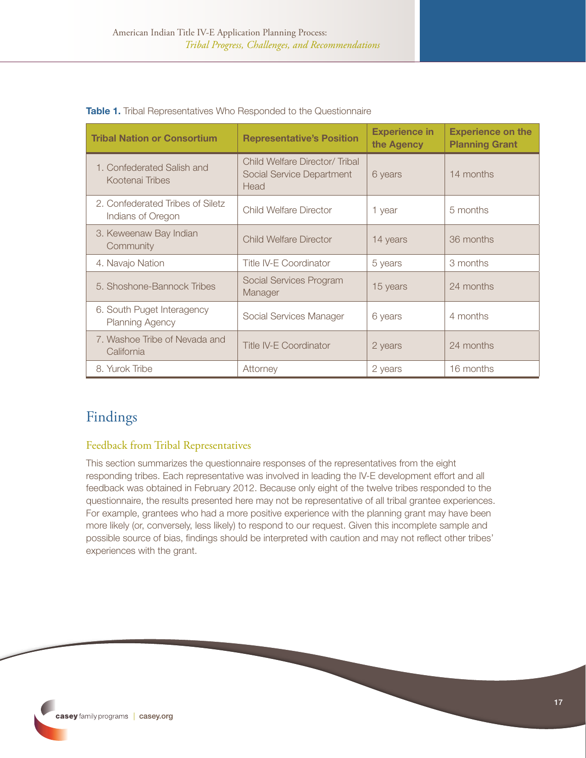**Table 1.** Tribal Representatives Who Responded to the Questionnaire

| Tribal Nation or Consortium | Representative's Position | Experience in the Agency | Experience on the Planning Grant |
|---|---|---|---|
| 1. Confederated Salish and Kootenai Tribes | Child Welfare Director/ Tribal Social Service Department Head | 6 years | 14 months |
| 2. Confederated Tribes of Siletz Indians of Oregon | Child Welfare Director | 1 year | 5 months |
| 3. Keweenaw Bay Indian Community | Child Welfare Director | 14 years | 36 months |
| 4. Navajo Nation | Title IV-E Coordinator | 5 years | 3 months |
| 5. Shoshone-Bannock Tribes | Social Services Program Manager | 15 years | 24 months |
| 6. South Puget Interagency Planning Agency | Social Services Manager | 6 years | 4 months |
| 7. Washoe Tribe of Nevada and California | Title IV-E Coordinator | 2 years | 24 months |
| 8. Yurok Tribe | Attorney | 2 years | 16 months |

# Findings

## Feedback from Tribal Representatives

This section summarizes the questionnaire responses of the representatives from the eight responding tribes. Each representative was involved in leading the IV-E development effort and all feedback was obtained in February 2012. Because only eight of the twelve tribes responded to the questionnaire, the results presented here may not be representative of all tribal grantee experiences. For example, grantees who had a more positive experience with the planning grant may have been more likely (or, conversely, less likely) to respond to our request. Given this incomplete sample and possible source of bias, findings should be interpreted with caution and may not reflect other tribes' experiences with the grant.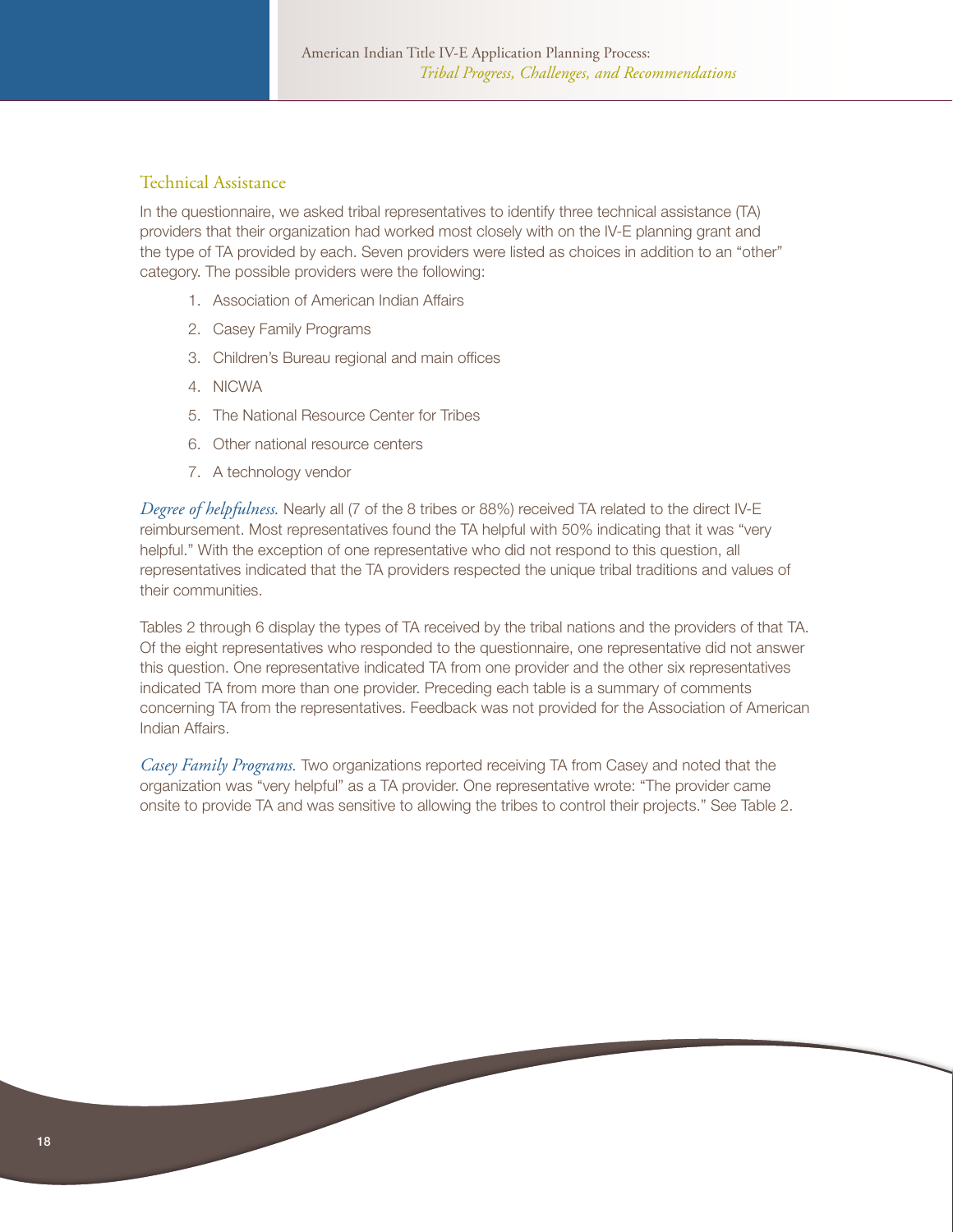## Technical Assistance

In the questionnaire, we asked tribal representatives to identify three technical assistance (TA) providers that their organization had worked most closely with on the IV-E planning grant and the type of TA provided by each. Seven providers were listed as choices in addition to an "other" category. The possible providers were the following:

1. Association of American Indian Affairs
2. Casey Family Programs
3. Children's Bureau regional and main offices
4. NICWA
5. The National Resource Center for Tribes
6. Other national resource centers
7. A technology vendor

*Degree of helpfulness.* Nearly all (7 of the 8 tribes or 88%) received TA related to the direct IV-E reimbursement. Most representatives found the TA helpful with 50% indicating that it was "very helpful." With the exception of one representative who did not respond to this question, all representatives indicated that the TA providers respected the unique tribal traditions and values of their communities.

Tables 2 through 6 display the types of TA received by the tribal nations and the providers of that TA. Of the eight representatives who responded to the questionnaire, one representative did not answer this question. One representative indicated TA from one provider and the other six representatives indicated TA from more than one provider. Preceding each table is a summary of comments concerning TA from the representatives. Feedback was not provided for the Association of American Indian Affairs.

*Casey Family Programs.* Two organizations reported receiving TA from Casey and noted that the organization was "very helpful" as a TA provider. One representative wrote: "The provider came onsite to provide TA and was sensitive to allowing the tribes to control their projects." See Table 2.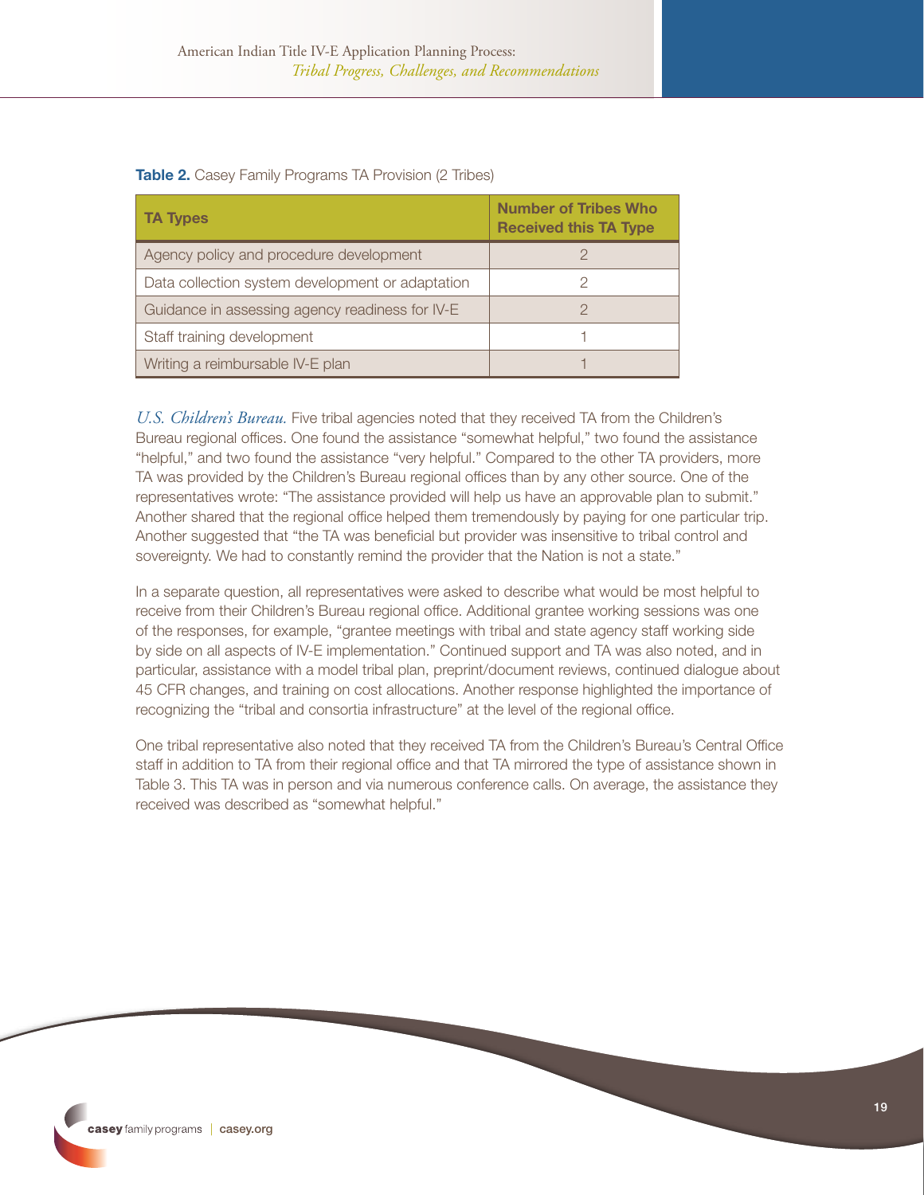**Table 2.** Casey Family Programs TA Provision (2 Tribes)

| TA Types | Number of Tribes Who Received this TA Type |
|---|---|
| Agency policy and procedure development | 2 |
| Data collection system development or adaptation | 2 |
| Guidance in assessing agency readiness for IV-E | 2 |
| Staff training development | 1 |
| Writing a reimbursable IV-E plan | 1 |

*U.S. Children's Bureau.* Five tribal agencies noted that they received TA from the Children's Bureau regional offices. One found the assistance "somewhat helpful," two found the assistance "helpful," and two found the assistance "very helpful." Compared to the other TA providers, more TA was provided by the Children's Bureau regional offices than by any other source. One of the representatives wrote: "The assistance provided will help us have an approvable plan to submit." Another shared that the regional office helped them tremendously by paying for one particular trip. Another suggested that "the TA was beneficial but provider was insensitive to tribal control and sovereignty. We had to constantly remind the provider that the Nation is not a state."

In a separate question, all representatives were asked to describe what would be most helpful to receive from their Children's Bureau regional office. Additional grantee working sessions was one of the responses, for example, "grantee meetings with tribal and state agency staff working side by side on all aspects of IV-E implementation." Continued support and TA was also noted, and in particular, assistance with a model tribal plan, preprint/document reviews, continued dialogue about 45 CFR changes, and training on cost allocations. Another response highlighted the importance of recognizing the "tribal and consortia infrastructure" at the level of the regional office.

One tribal representative also noted that they received TA from the Children's Bureau's Central Office staff in addition to TA from their regional office and that TA mirrored the type of assistance shown in Table 3. This TA was in person and via numerous conference calls. On average, the assistance they received was described as "somewhat helpful."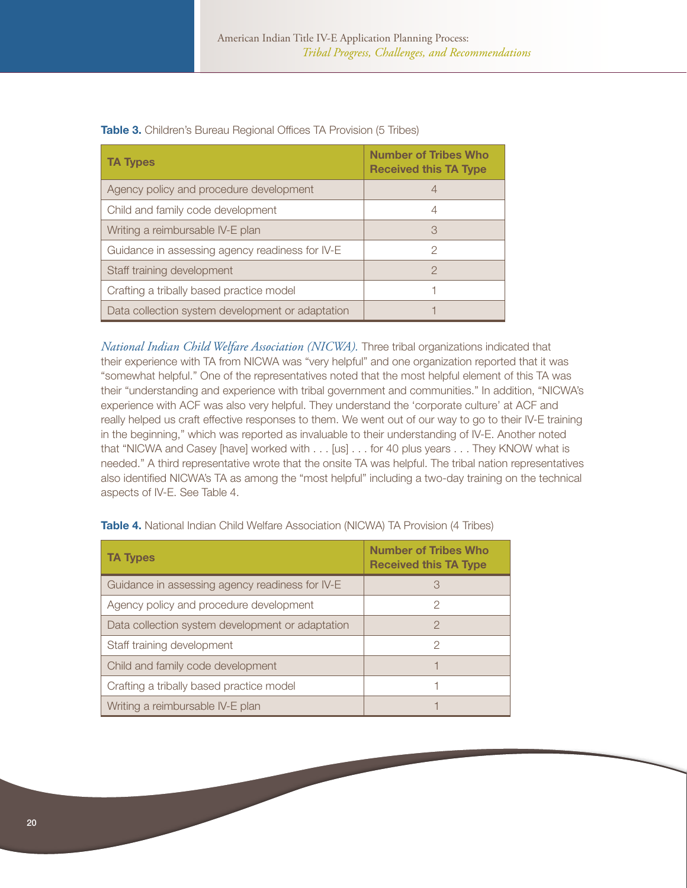**Table 3.** Children's Bureau Regional Offices TA Provision (5 Tribes)

| TA Types | Number of Tribes Who Received this TA Type |
|---|---|
| Agency policy and procedure development | 4 |
| Child and family code development | 4 |
| Writing a reimbursable IV-E plan | 3 |
| Guidance in assessing agency readiness for IV-E | 2 |
| Staff training development | 2 |
| Crafting a tribally based practice model | 1 |
| Data collection system development or adaptation | 1 |

*National Indian Child Welfare Association (NICWA).* Three tribal organizations indicated that their experience with TA from NICWA was "very helpful" and one organization reported that it was "somewhat helpful." One of the representatives noted that the most helpful element of this TA was their "understanding and experience with tribal government and communities." In addition, "NICWA's experience with ACF was also very helpful. They understand the 'corporate culture' at ACF and really helped us craft effective responses to them. We went out of our way to go to their IV-E training in the beginning," which was reported as invaluable to their understanding of IV-E. Another noted that "NICWA and Casey [have] worked with . . . [us] . . . for 40 plus years . . . They KNOW what is needed." A third representative wrote that the onsite TA was helpful. The tribal nation representatives also identified NICWA's TA as among the "most helpful" including a two-day training on the technical aspects of IV-E. See Table 4.

**Table 4.** National Indian Child Welfare Association (NICWA) TA Provision (4 Tribes)

| TA Types | Number of Tribes Who Received this TA Type |
|---|---|
| Guidance in assessing agency readiness for IV-E | 3 |
| Agency policy and procedure development | 2 |
| Data collection system development or adaptation | 2 |
| Staff training development | 2 |
| Child and family code development | 1 |
| Crafting a tribally based practice model | 1 |
| Writing a reimbursable IV-E plan | 1 |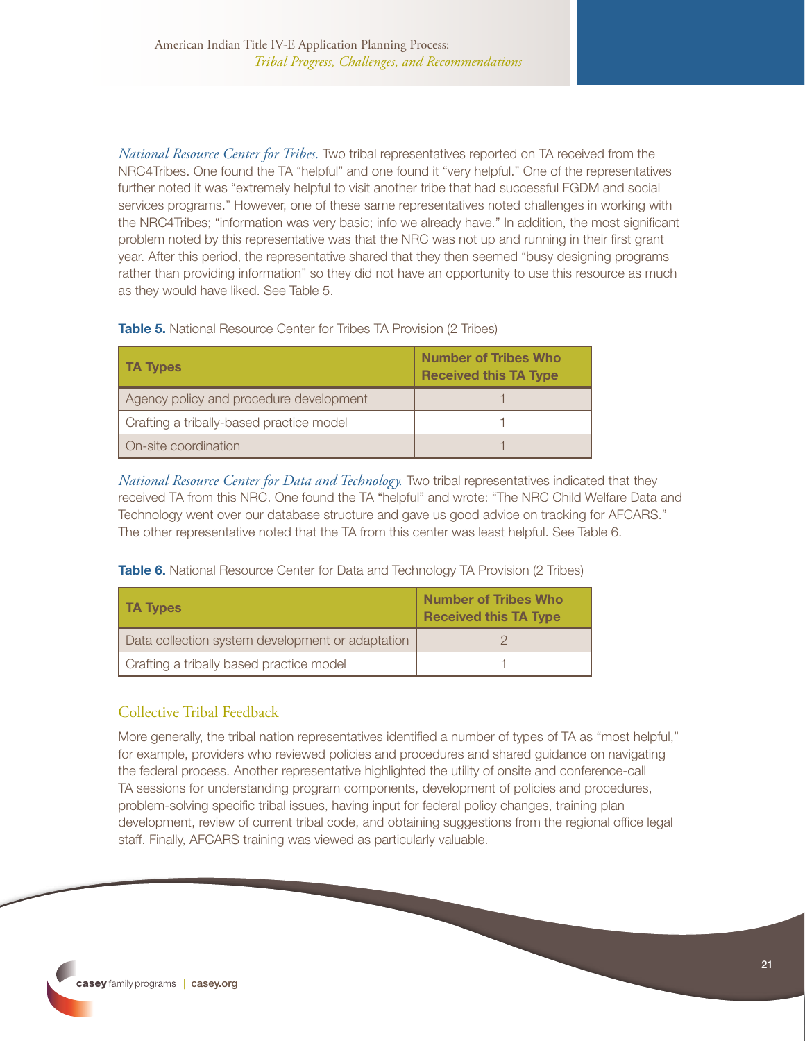*National Resource Center for Tribes.* Two tribal representatives reported on TA received from the NRC4Tribes. One found the TA "helpful" and one found it "very helpful." One of the representatives further noted it was "extremely helpful to visit another tribe that had successful FGDM and social services programs." However, one of these same representatives noted challenges in working with the NRC4Tribes; "information was very basic; info we already have." In addition, the most significant problem noted by this representative was that the NRC was not up and running in their first grant year. After this period, the representative shared that they then seemed "busy designing programs rather than providing information" so they did not have an opportunity to use this resource as much as they would have liked. See Table 5.

**Table 5.** National Resource Center for Tribes TA Provision (2 Tribes)

| TA Types | Number of Tribes Who Received this TA Type |
|---|---|
| Agency policy and procedure development | 1 |
| Crafting a tribally-based practice model | 1 |
| On-site coordination | 1 |

*National Resource Center for Data and Technology.* Two tribal representatives indicated that they received TA from this NRC. One found the TA "helpful" and wrote: "The NRC Child Welfare Data and Technology went over our database structure and gave us good advice on tracking for AFCARS." The other representative noted that the TA from this center was least helpful. See Table 6.

**Table 6.** National Resource Center for Data and Technology TA Provision (2 Tribes)

| TA Types | Number of Tribes Who Received this TA Type |
|---|---|
| Data collection system development or adaptation | 2 |
| Crafting a tribally based practice model | 1 |

## Collective Tribal Feedback

More generally, the tribal nation representatives identified a number of types of TA as "most helpful," for example, providers who reviewed policies and procedures and shared guidance on navigating the federal process. Another representative highlighted the utility of onsite and conference-call TA sessions for understanding program components, development of policies and procedures, problem-solving specific tribal issues, having input for federal policy changes, training plan development, review of current tribal code, and obtaining suggestions from the regional office legal staff. Finally, AFCARS training was viewed as particularly valuable.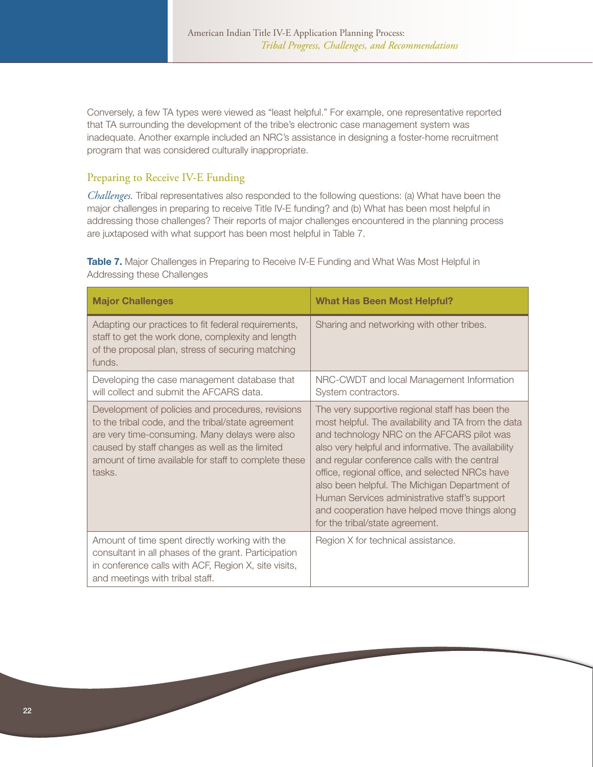Conversely, a few TA types were viewed as "least helpful." For example, one representative reported that TA surrounding the development of the tribe's electronic case management system was inadequate. Another example included an NRC's assistance in designing a foster-home recruitment program that was considered culturally inappropriate.

## Preparing to Receive IV-E Funding

*Challenges.* Tribal representatives also responded to the following questions: (a) What have been the major challenges in preparing to receive Title IV-E funding? and (b) What has been most helpful in addressing those challenges? Their reports of major challenges encountered in the planning process are juxtaposed with what support has been most helpful in Table 7.

**Table 7.** Major Challenges in Preparing to Receive IV-E Funding and What Was Most Helpful in Addressing these Challenges

| Major Challenges | What Has Been Most Helpful? |
| --- | --- |
| Adapting our practices to fit federal requirements, staff to get the work done, complexity and length of the proposal plan, stress of securing matching funds. | Sharing and networking with other tribes. |
| Developing the case management database that will collect and submit the AFCARS data. | NRC-CWDT and local Management Information System contractors. |
| Development of policies and procedures, revisions to the tribal code, and the tribal/state agreement are very time-consuming. Many delays were also caused by staff changes as well as the limited amount of time available for staff to complete these tasks. | The very supportive regional staff has been the most helpful. The availability and TA from the data and technology NRC on the AFCARS pilot was also very helpful and informative. The availability and regular conference calls with the central office, regional office, and selected NRCs have also been helpful. The Michigan Department of Human Services administrative staff's support and cooperation have helped move things along for the tribal/state agreement. |
| Amount of time spent directly working with the consultant in all phases of the grant. Participation in conference calls with ACF, Region X, site visits, and meetings with tribal staff. | Region X for technical assistance. |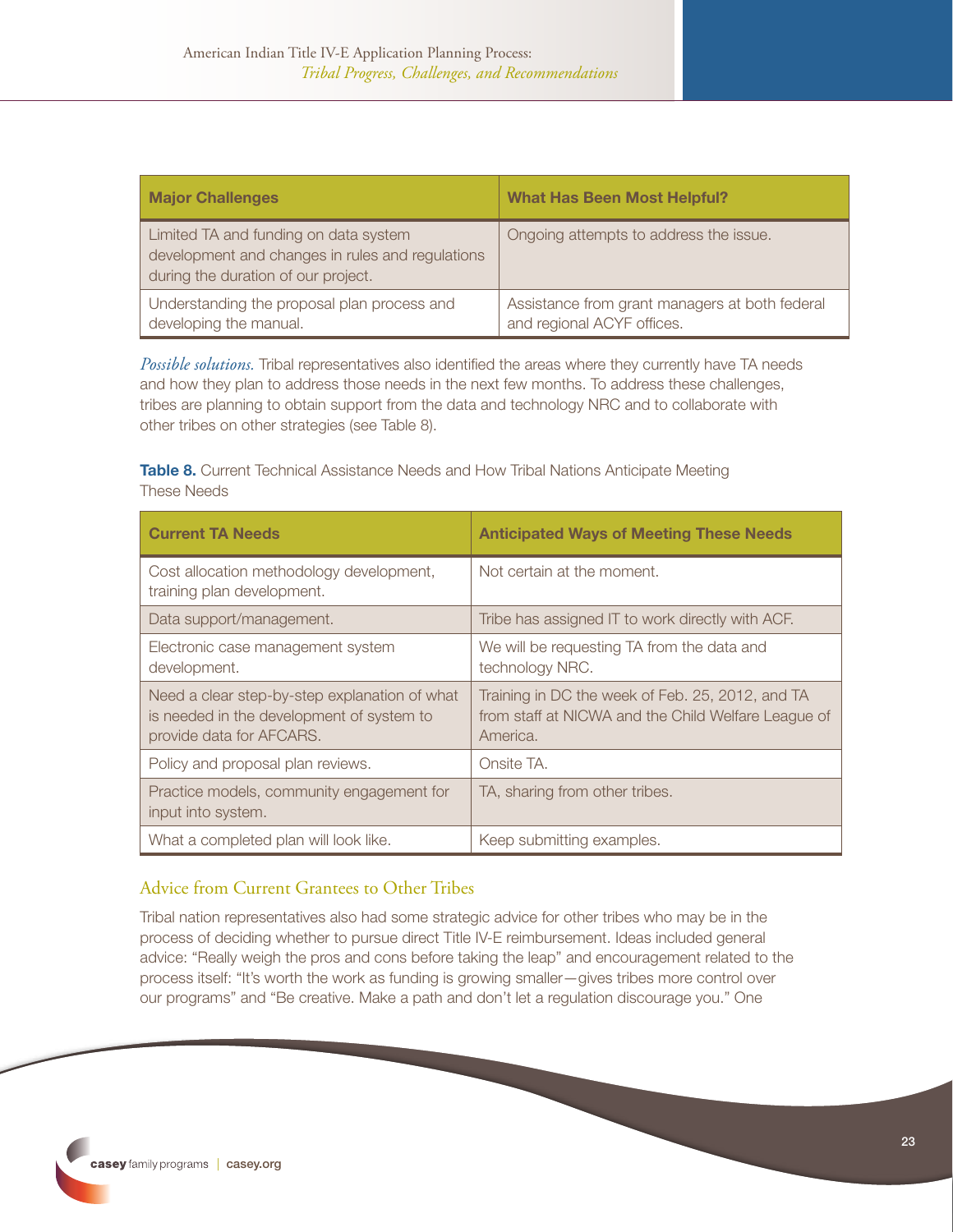| Major Challenges | What Has Been Most Helpful? |
| --- | --- |
| Limited TA and funding on data system development and changes in rules and regulations during the duration of our project. | Ongoing attempts to address the issue. |
| Understanding the proposal plan process and developing the manual. | Assistance from grant managers at both federal and regional ACYF offices. |

*Possible solutions.* Tribal representatives also identified the areas where they currently have TA needs and how they plan to address those needs in the next few months. To address these challenges, tribes are planning to obtain support from the data and technology NRC and to collaborate with other tribes on other strategies (see Table 8).

**Table 8.** Current Technical Assistance Needs and How Tribal Nations Anticipate Meeting These Needs

| Current TA Needs | Anticipated Ways of Meeting These Needs |
| --- | --- |
| Cost allocation methodology development, training plan development. | Not certain at the moment. |
| Data support/management. | Tribe has assigned IT to work directly with ACF. |
| Electronic case management system development. | We will be requesting TA from the data and technology NRC. |
| Need a clear step-by-step explanation of what is needed in the development of system to provide data for AFCARS. | Training in DC the week of Feb. 25, 2012, and TA from staff at NICWA and the Child Welfare League of America. |
| Policy and proposal plan reviews. | Onsite TA. |
| Practice models, community engagement for input into system. | TA, sharing from other tribes. |
| What a completed plan will look like. | Keep submitting examples. |

### Advice from Current Grantees to Other Tribes

Tribal nation representatives also had some strategic advice for other tribes who may be in the process of deciding whether to pursue direct Title IV-E reimbursement. Ideas included general advice: "Really weigh the pros and cons before taking the leap" and encouragement related to the process itself: "It's worth the work as funding is growing smaller—gives tribes more control over our programs" and "Be creative. Make a path and don't let a regulation discourage you." One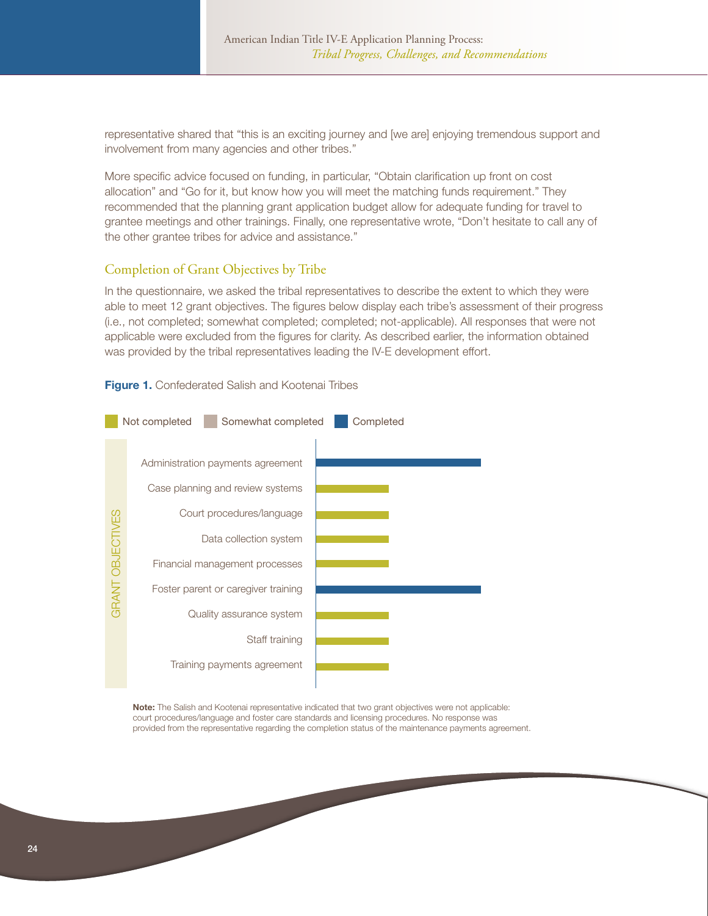representative shared that "this is an exciting journey and [we are] enjoying tremendous support and involvement from many agencies and other tribes."

More specific advice focused on funding, in particular, "Obtain clarification up front on cost allocation" and "Go for it, but know how you will meet the matching funds requirement." They recommended that the planning grant application budget allow for adequate funding for travel to grantee meetings and other trainings. Finally, one representative wrote, "Don't hesitate to call any of the other grantee tribes for advice and assistance."

## Completion of Grant Objectives by Tribe

In the questionnaire, we asked the tribal representatives to describe the extent to which they were able to meet 12 grant objectives. The figures below display each tribe's assessment of their progress (i.e., not completed; somewhat completed; completed; not-applicable). All responses that were not applicable were excluded from the figures for clarity. As described earlier, the information obtained was provided by the tribal representatives leading the IV-E development effort.

**Figure 1.** Confederated Salish and Kootenai Tribes

Not completed
Somewhat completed
Completed

GRANT OBJECTIVES

Administration payments agreement
Case planning and review systems
Court procedures/language
Data collection system
Financial management processes
Foster parent or caregiver training
Quality assurance system
Staff training
Training payments agreement

**Note:** The Salish and Kootenai representative indicated that two grant objectives were not applicable: court procedures/language and foster care standards and licensing procedures. No response was provided from the representative regarding the completion status of the maintenance payments agreement.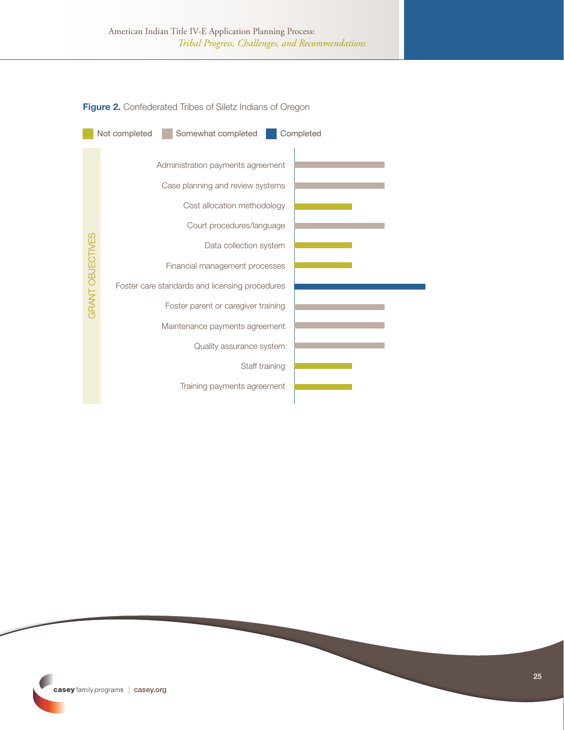**Figure 2.** Confederated Tribes of Siletz Indians of Oregon

Not completed
Somewhat completed
Completed

GRANT OBJECTIVES

Administration payments agreement
Case planning and review systems
Cost allocation methodology
Court procedures/language
Data collection system
Financial management processes
Foster care standards and licensing procedures
Foster parent or caregiver training
Maintenance payments agreement
Quality assurance system
Staff training
Training payments agreement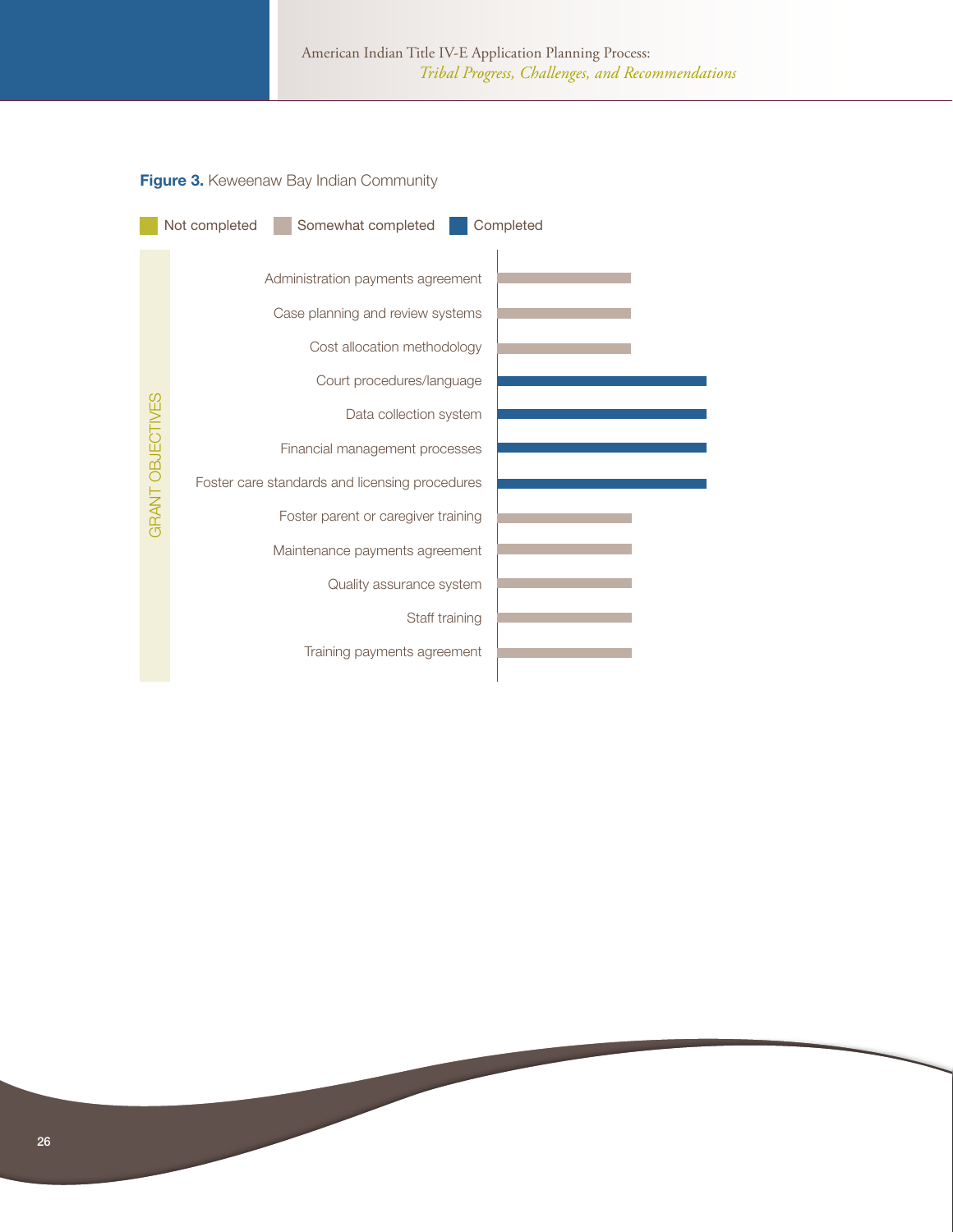**Figure 3.** Keweenaw Bay Indian Community

Not completed
Somewhat completed
Completed

GRANT OBJECTIVES

Administration payments agreement
Case planning and review systems
Cost allocation methodology
Court procedures/language
Data collection system
Financial management processes
Foster care standards and licensing procedures
Foster parent or caregiver training
Maintenance payments agreement
Quality assurance system
Staff training
Training payments agreement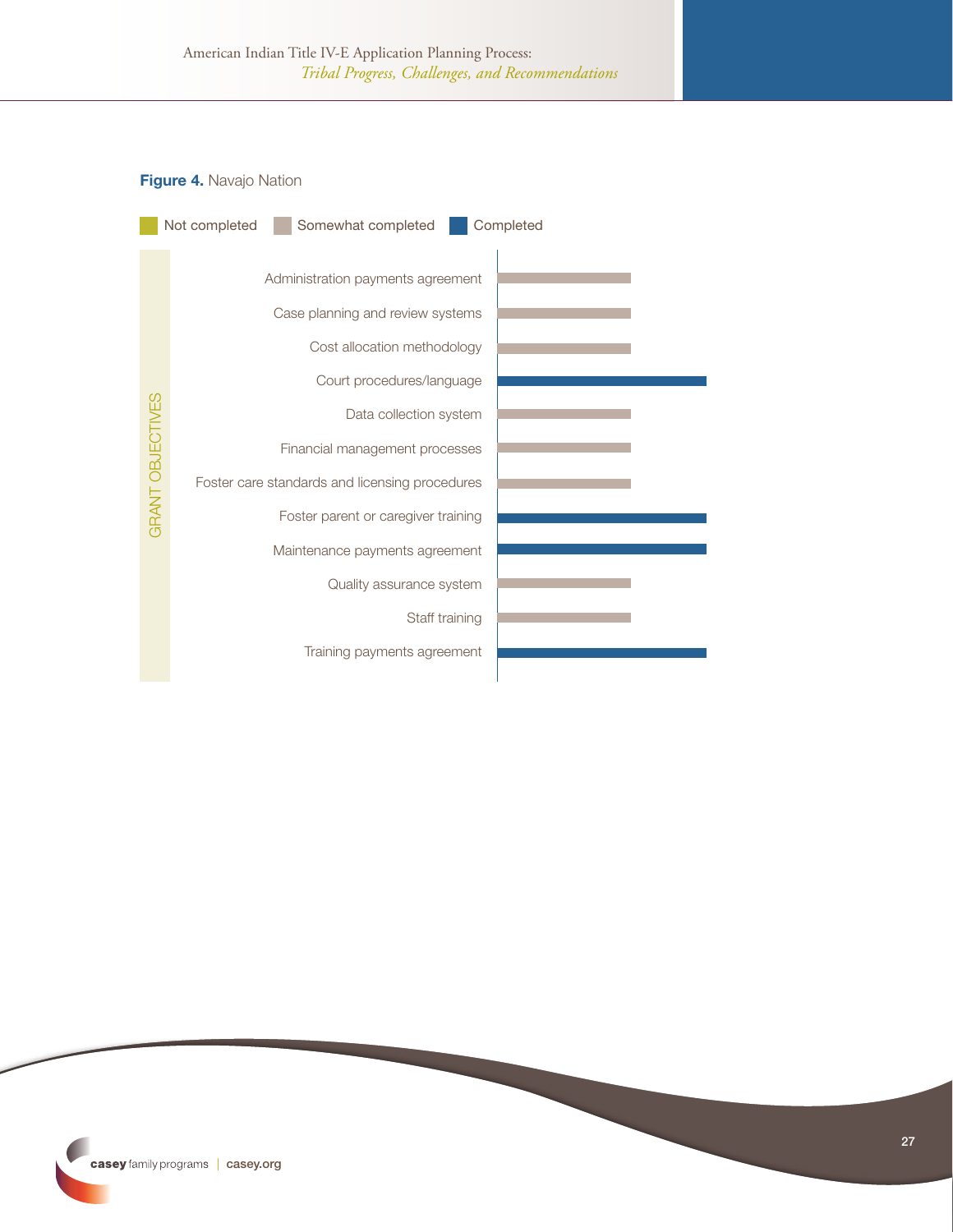**Figure 4.** Navajo Nation

Not completed
Somewhat completed
Completed

GRANT OBJECTIVES

Administration payments agreement
Case planning and review systems
Cost allocation methodology
Court procedures/language
Data collection system
Financial management processes
Foster care standards and licensing procedures
Foster parent or caregiver training
Maintenance payments agreement
Quality assurance system
Staff training
Training payments agreement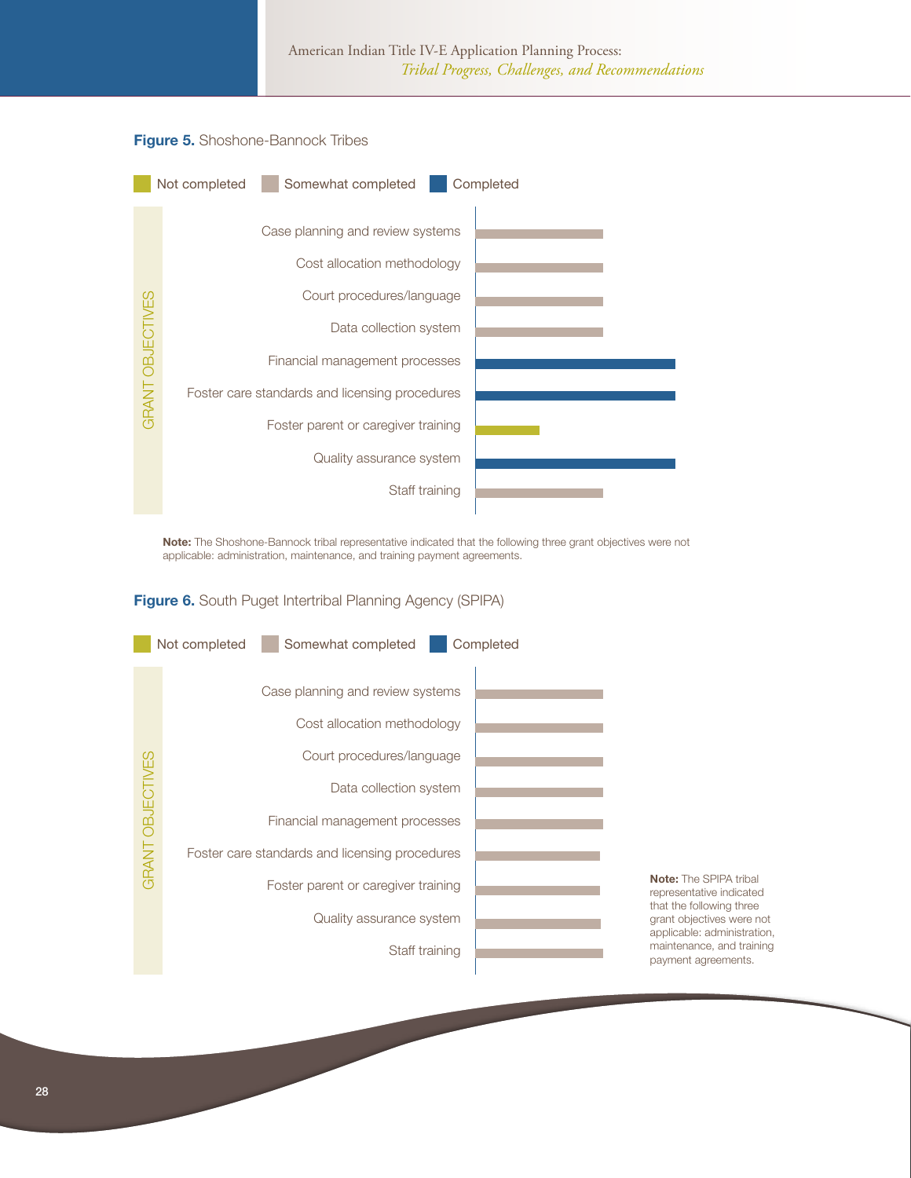**Figure 5.** Shoshone-Bannock Tribes

Not completed
Somewhat completed
Completed

GRANT OBJECTIVES

Case planning and review systems
Cost allocation methodology
Court procedures/language
Data collection system
Financial management processes
Foster care standards and licensing procedures
Foster parent or caregiver training
Quality assurance system
Staff training

**Note:** The Shoshone-Bannock tribal representative indicated that the following three grant objectives were not applicable: administration, maintenance, and training payment agreements.

**Figure 6.** South Puget Intertribal Planning Agency (SPIPA)

Not completed
Somewhat completed
Completed

GRANT OBJECTIVES

Case planning and review systems
Cost allocation methodology
Court procedures/language
Data collection system
Financial management processes
Foster care standards and licensing procedures
Foster parent or caregiver training
Quality assurance system
Staff training

**Note:** The SPIPA tribal representative indicated that the following three grant objectives were not applicable: administration, maintenance, and training payment agreements.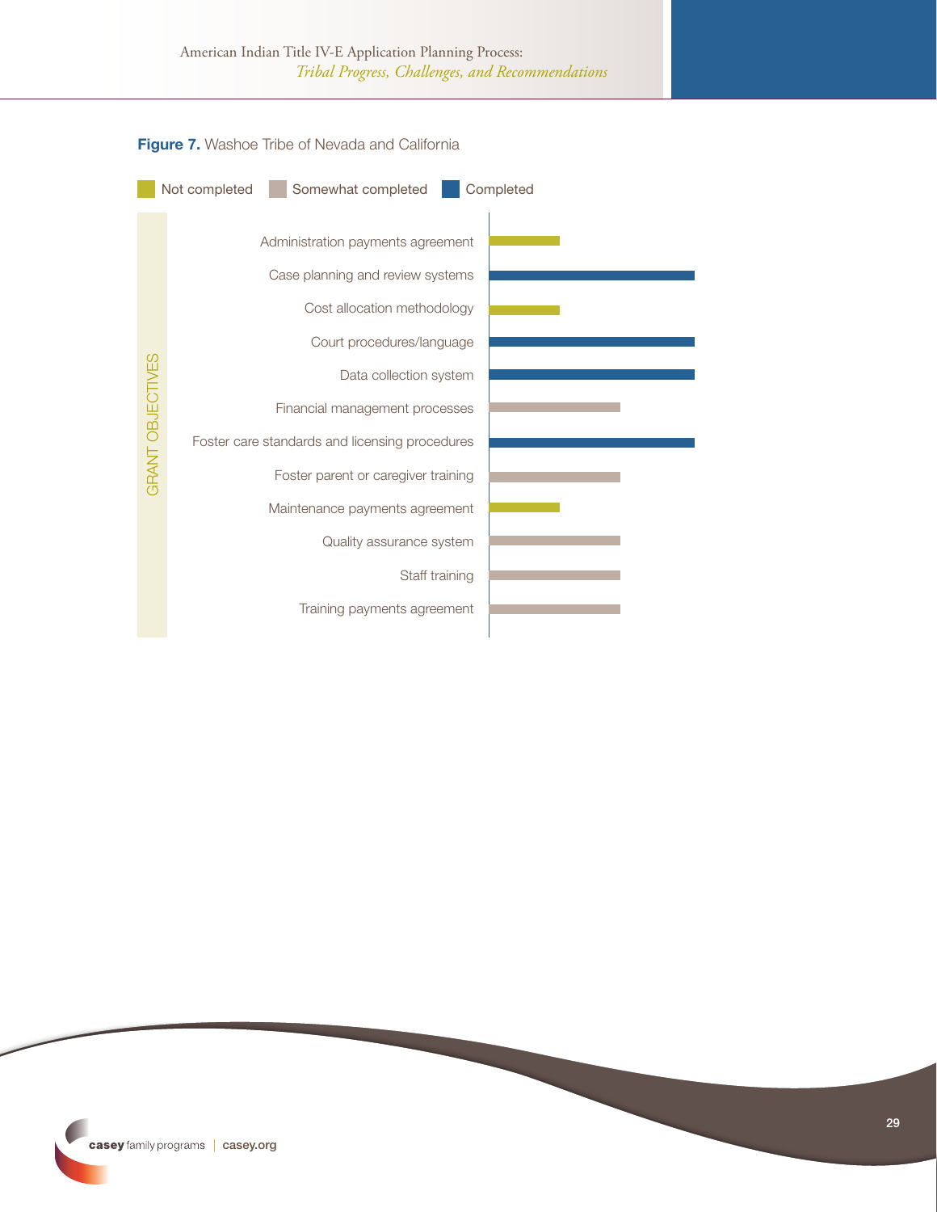**Figure 7.** Washoe Tribe of Nevada and California

Not completed
Somewhat completed
Completed

GRANT OBJECTIVES

Administration payments agreement
Case planning and review systems
Cost allocation methodology
Court procedures/language
Data collection system
Financial management processes
Foster care standards and licensing procedures
Foster parent or caregiver training
Maintenance payments agreement
Quality assurance system
Staff training
Training payments agreement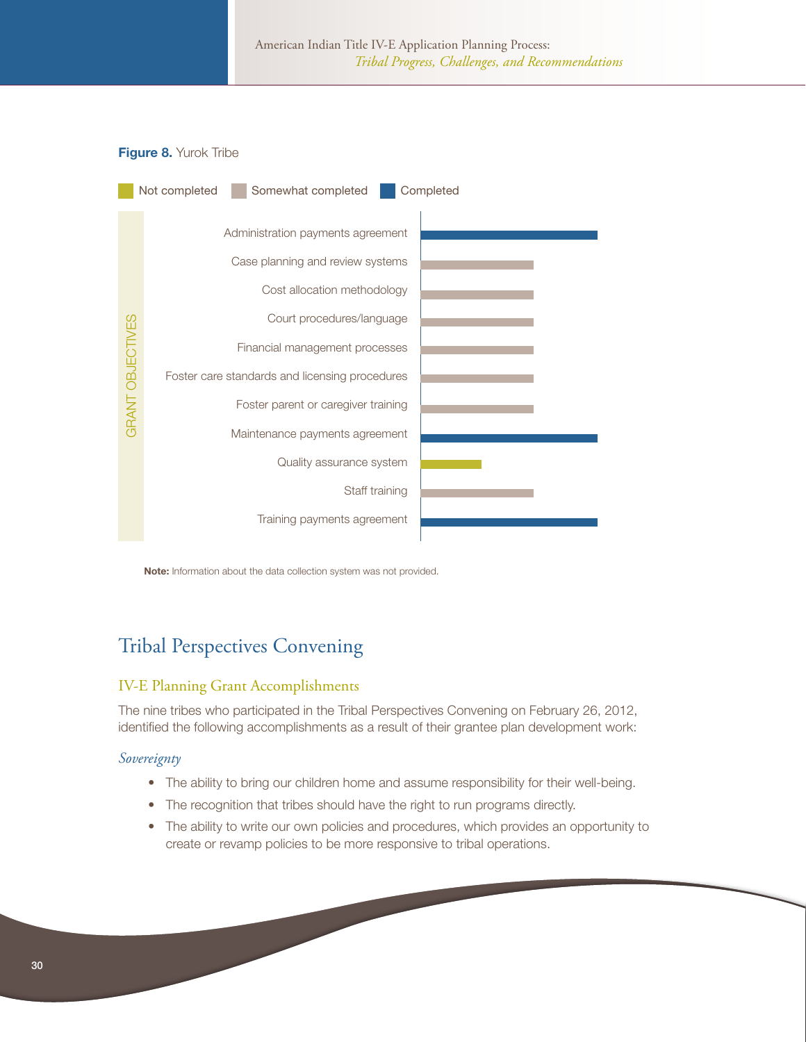**Figure 8.** Yurok Tribe

Not completed
Somewhat completed
Completed

GRANT OBJECTIVES

Administration payments agreement
Case planning and review systems
Cost allocation methodology
Court procedures/language
Financial management processes
Foster care standards and licensing procedures
Foster parent or caregiver training
Maintenance payments agreement
Quality assurance system
Staff training
Training payments agreement

**Note:** Information about the data collection system was not provided.

# Tribal Perspectives Convening

## IV-E Planning Grant Accomplishments

The nine tribes who participated in the Tribal Perspectives Convening on February 26, 2012, identified the following accomplishments as a result of their grantee plan development work:

### *Sovereignty*

- The ability to bring our children home and assume responsibility for their well-being.
- The recognition that tribes should have the right to run programs directly.
- The ability to write our own policies and procedures, which provides an opportunity to create or revamp policies to be more responsive to tribal operations.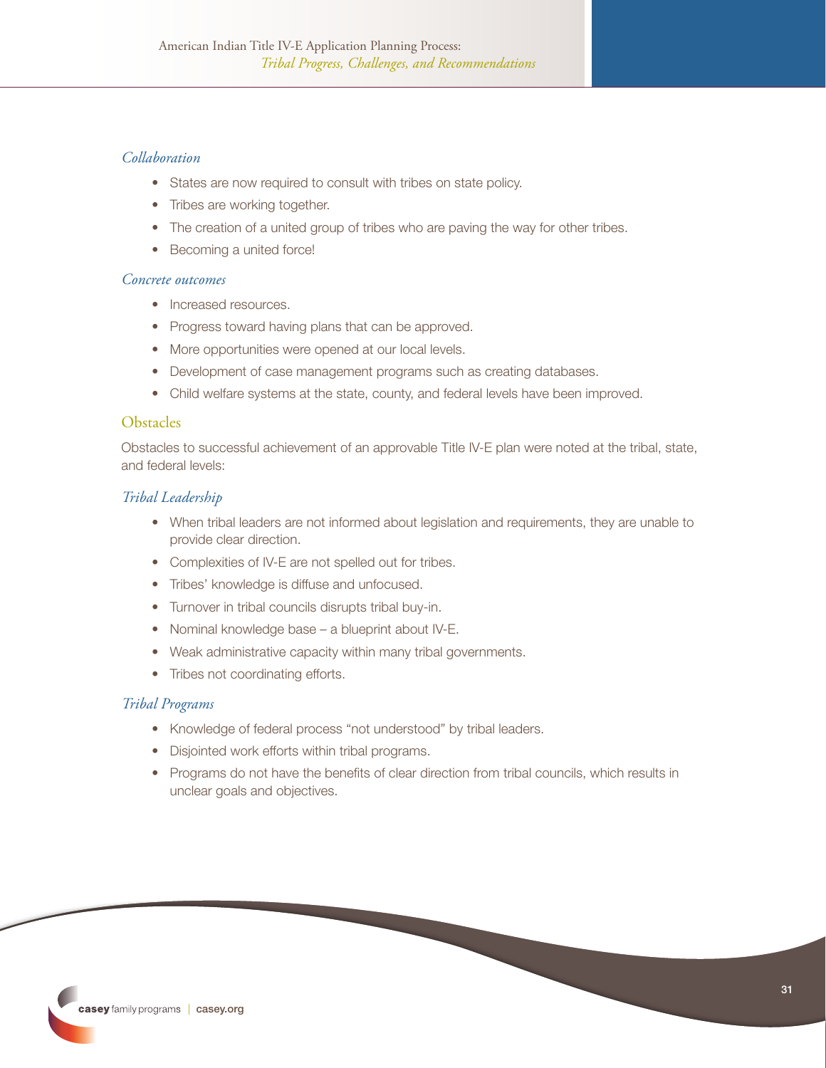*Collaboration*

- States are now required to consult with tribes on state policy.
- Tribes are working together.
- The creation of a united group of tribes who are paving the way for other tribes.
- Becoming a united force!

*Concrete outcomes*

- Increased resources.
- Progress toward having plans that can be approved.
- More opportunities were opened at our local levels.
- Development of case management programs such as creating databases.
- Child welfare systems at the state, county, and federal levels have been improved.

## Obstacles

Obstacles to successful achievement of an approvable Title IV-E plan were noted at the tribal, state, and federal levels:

*Tribal Leadership*

- When tribal leaders are not informed about legislation and requirements, they are unable to provide clear direction.
- Complexities of IV-E are not spelled out for tribes.
- Tribes' knowledge is diffuse and unfocused.
- Turnover in tribal councils disrupts tribal buy-in.
- Nominal knowledge base – a blueprint about IV-E.
- Weak administrative capacity within many tribal governments.
- Tribes not coordinating efforts.

*Tribal Programs*

- Knowledge of federal process "not understood" by tribal leaders.
- Disjointed work efforts within tribal programs.
- Programs do not have the benefits of clear direction from tribal councils, which results in unclear goals and objectives.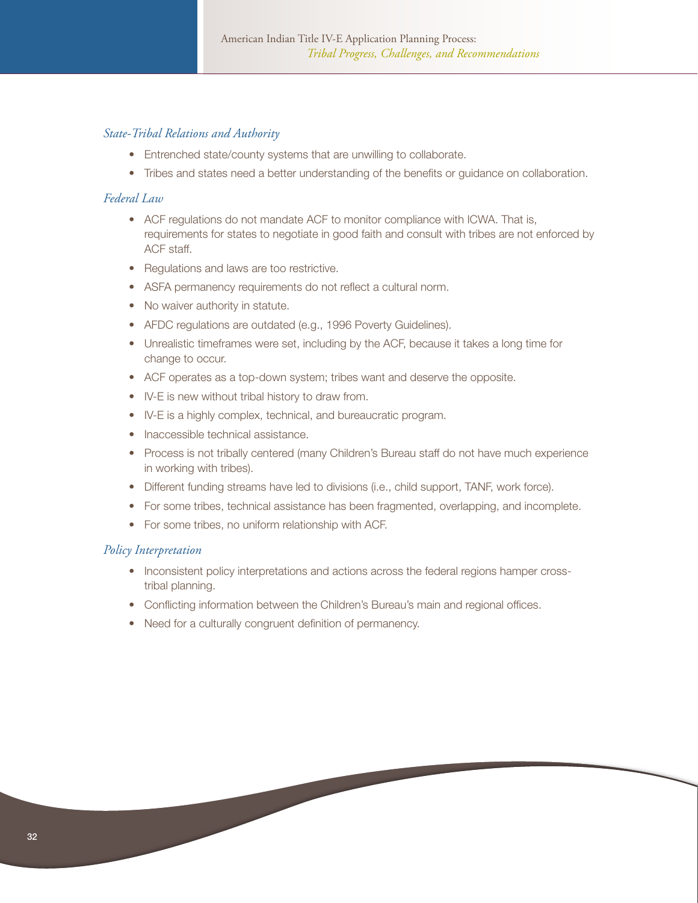*State-Tribal Relations and Authority*

- Entrenched state/county systems that are unwilling to collaborate.
- Tribes and states need a better understanding of the benefits or guidance on collaboration.

*Federal Law*

- ACF regulations do not mandate ACF to monitor compliance with ICWA. That is, requirements for states to negotiate in good faith and consult with tribes are not enforced by ACF staff.
- Regulations and laws are too restrictive.
- ASFA permanency requirements do not reflect a cultural norm.
- No waiver authority in statute.
- AFDC regulations are outdated (e.g., 1996 Poverty Guidelines).
- Unrealistic timeframes were set, including by the ACF, because it takes a long time for change to occur.
- ACF operates as a top-down system; tribes want and deserve the opposite.
- IV-E is new without tribal history to draw from.
- IV-E is a highly complex, technical, and bureaucratic program.
- Inaccessible technical assistance.
- Process is not tribally centered (many Children's Bureau staff do not have much experience in working with tribes).
- Different funding streams have led to divisions (i.e., child support, TANF, work force).
- For some tribes, technical assistance has been fragmented, overlapping, and incomplete.
- For some tribes, no uniform relationship with ACF.

*Policy Interpretation*

- Inconsistent policy interpretations and actions across the federal regions hamper cross-tribal planning.
- Conflicting information between the Children's Bureau's main and regional offices.
- Need for a culturally congruent definition of permanency.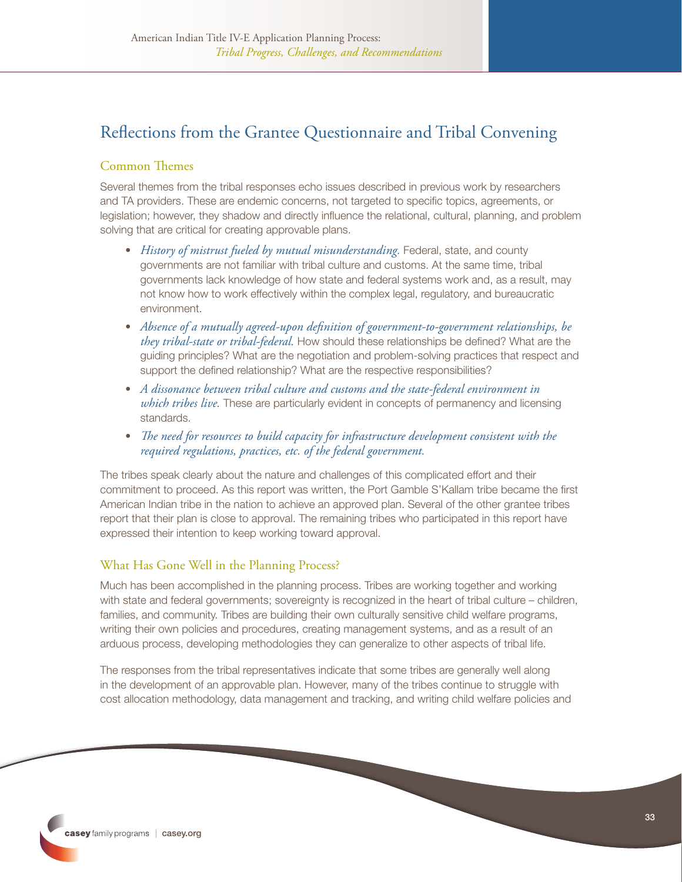## Reflections from the Grantee Questionnaire and Tribal Convening

### Common Themes

Several themes from the tribal responses echo issues described in previous work by researchers and TA providers. These are endemic concerns, not targeted to specific topics, agreements, or legislation; however, they shadow and directly influence the relational, cultural, planning, and problem solving that are critical for creating approvable plans.

- *History of mistrust fueled by mutual misunderstanding.* Federal, state, and county governments are not familiar with tribal culture and customs. At the same time, tribal governments lack knowledge of how state and federal systems work and, as a result, may not know how to work effectively within the complex legal, regulatory, and bureaucratic environment.
- *Absence of a mutually agreed-upon definition of government-to-government relationships, be they tribal-state or tribal-federal.* How should these relationships be defined? What are the guiding principles? What are the negotiation and problem-solving practices that respect and support the defined relationship? What are the respective responsibilities?
- *A dissonance between tribal culture and customs and the state-federal environment in which tribes live.* These are particularly evident in concepts of permanency and licensing standards.
- *The need for resources to build capacity for infrastructure development consistent with the required regulations, practices, etc. of the federal government.*

The tribes speak clearly about the nature and challenges of this complicated effort and their commitment to proceed. As this report was written, the Port Gamble S'Kallam tribe became the first American Indian tribe in the nation to achieve an approved plan. Several of the other grantee tribes report that their plan is close to approval. The remaining tribes who participated in this report have expressed their intention to keep working toward approval.

### What Has Gone Well in the Planning Process?

Much has been accomplished in the planning process. Tribes are working together and working with state and federal governments; sovereignty is recognized in the heart of tribal culture – children, families, and community. Tribes are building their own culturally sensitive child welfare programs, writing their own policies and procedures, creating management systems, and as a result of an arduous process, developing methodologies they can generalize to other aspects of tribal life.

The responses from the tribal representatives indicate that some tribes are generally well along in the development of an approvable plan. However, many of the tribes continue to struggle with cost allocation methodology, data management and tracking, and writing child welfare policies and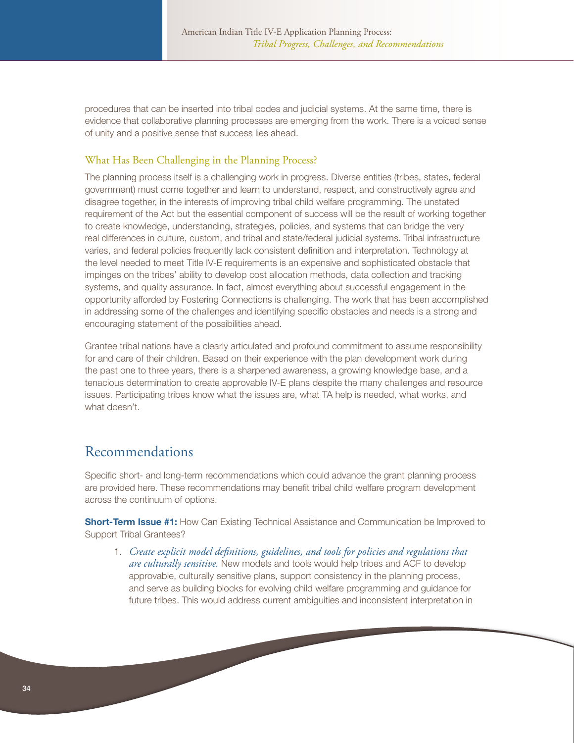procedures that can be inserted into tribal codes and judicial systems. At the same time, there is evidence that collaborative planning processes are emerging from the work. There is a voiced sense of unity and a positive sense that success lies ahead.

### What Has Been Challenging in the Planning Process?

The planning process itself is a challenging work in progress. Diverse entities (tribes, states, federal government) must come together and learn to understand, respect, and constructively agree and disagree together, in the interests of improving tribal child welfare programming. The unstated requirement of the Act but the essential component of success will be the result of working together to create knowledge, understanding, strategies, policies, and systems that can bridge the very real differences in culture, custom, and tribal and state/federal judicial systems. Tribal infrastructure varies, and federal policies frequently lack consistent definition and interpretation. Technology at the level needed to meet Title IV-E requirements is an expensive and sophisticated obstacle that impinges on the tribes' ability to develop cost allocation methods, data collection and tracking systems, and quality assurance. In fact, almost everything about successful engagement in the opportunity afforded by Fostering Connections is challenging. The work that has been accomplished in addressing some of the challenges and identifying specific obstacles and needs is a strong and encouraging statement of the possibilities ahead.

Grantee tribal nations have a clearly articulated and profound commitment to assume responsibility for and care of their children. Based on their experience with the plan development work during the past one to three years, there is a sharpened awareness, a growing knowledge base, and a tenacious determination to create approvable IV-E plans despite the many challenges and resource issues. Participating tribes know what the issues are, what TA help is needed, what works, and what doesn't.

## Recommendations

Specific short- and long-term recommendations which could advance the grant planning process are provided here. These recommendations may benefit tribal child welfare program development across the continuum of options.

**Short-Term Issue #1:** How Can Existing Technical Assistance and Communication be Improved to Support Tribal Grantees?

1. *Create explicit model definitions, guidelines, and tools for policies and regulations that are culturally sensitive.* New models and tools would help tribes and ACF to develop approvable, culturally sensitive plans, support consistency in the planning process, and serve as building blocks for evolving child welfare programming and guidance for future tribes. This would address current ambiguities and inconsistent interpretation in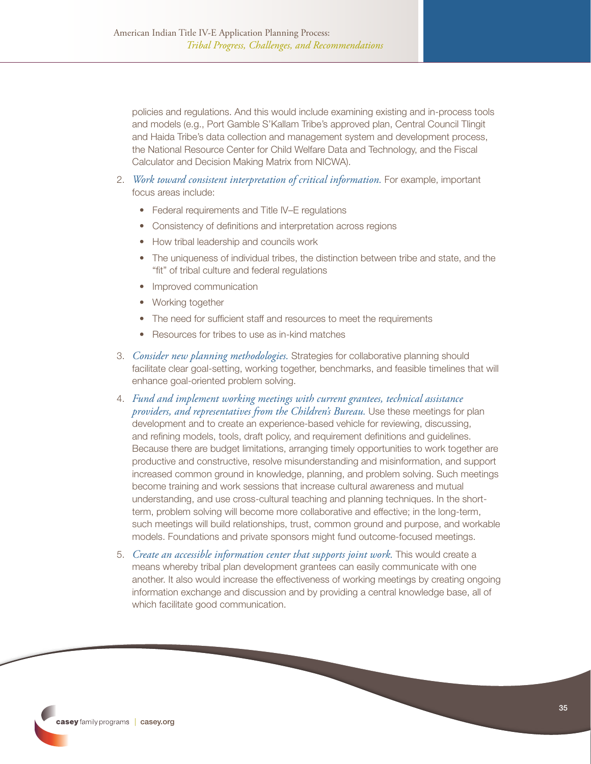policies and regulations. And this would include examining existing and in-process tools and models (e.g., Port Gamble S'Kallam Tribe's approved plan, Central Council Tlingit and Haida Tribe's data collection and management system and development process, the National Resource Center for Child Welfare Data and Technology, and the Fiscal Calculator and Decision Making Matrix from NICWA).

2. *Work toward consistent interpretation of critical information.* For example, important focus areas include:
   - Federal requirements and Title IV–E regulations
   - Consistency of definitions and interpretation across regions
   - How tribal leadership and councils work
   - The uniqueness of individual tribes, the distinction between tribe and state, and the "fit" of tribal culture and federal regulations
   - Improved communication
   - Working together
   - The need for sufficient staff and resources to meet the requirements
   - Resources for tribes to use as in-kind matches

3. *Consider new planning methodologies.* Strategies for collaborative planning should facilitate clear goal-setting, working together, benchmarks, and feasible timelines that will enhance goal-oriented problem solving.

4. *Fund and implement working meetings with current grantees, technical assistance providers, and representatives from the Children's Bureau.* Use these meetings for plan development and to create an experience-based vehicle for reviewing, discussing, and refining models, tools, draft policy, and requirement definitions and guidelines. Because there are budget limitations, arranging timely opportunities to work together are productive and constructive, resolve misunderstanding and misinformation, and support increased common ground in knowledge, planning, and problem solving. Such meetings become training and work sessions that increase cultural awareness and mutual understanding, and use cross-cultural teaching and planning techniques. In the short-term, problem solving will become more collaborative and effective; in the long-term, such meetings will build relationships, trust, common ground and purpose, and workable models. Foundations and private sponsors might fund outcome-focused meetings.

5. *Create an accessible information center that supports joint work.* This would create a means whereby tribal plan development grantees can easily communicate with one another. It also would increase the effectiveness of working meetings by creating ongoing information exchange and discussion and by providing a central knowledge base, all of which facilitate good communication.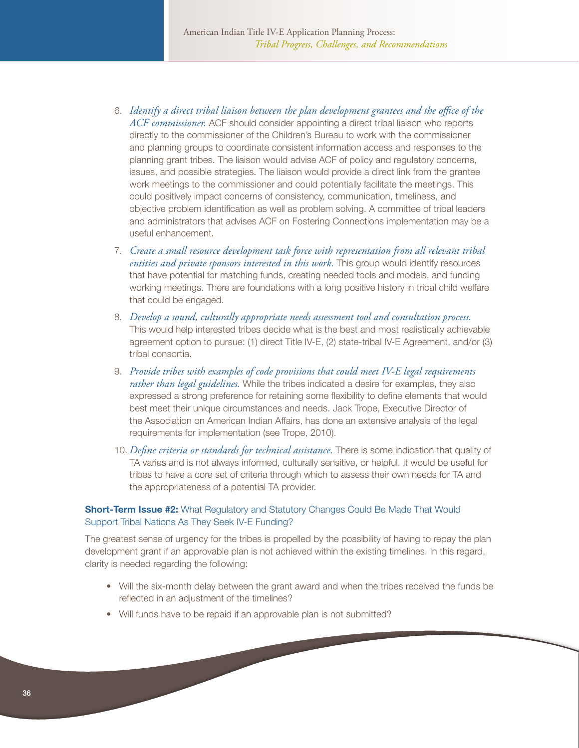6. *Identify a direct tribal liaison between the plan development grantees and the office of the ACF commissioner.* ACF should consider appointing a direct tribal liaison who reports directly to the commissioner of the Children's Bureau to work with the commissioner and planning groups to coordinate consistent information access and responses to the planning grant tribes. The liaison would advise ACF of policy and regulatory concerns, issues, and possible strategies. The liaison would provide a direct link from the grantee work meetings to the commissioner and could potentially facilitate the meetings. This could positively impact concerns of consistency, communication, timeliness, and objective problem identification as well as problem solving. A committee of tribal leaders and administrators that advises ACF on Fostering Connections implementation may be a useful enhancement.
7. *Create a small resource development task force with representation from all relevant tribal entities and private sponsors interested in this work.* This group would identify resources that have potential for matching funds, creating needed tools and models, and funding working meetings. There are foundations with a long positive history in tribal child welfare that could be engaged.
8. *Develop a sound, culturally appropriate needs assessment tool and consultation process.* This would help interested tribes decide what is the best and most realistically achievable agreement option to pursue: (1) direct Title IV-E, (2) state-tribal IV-E Agreement, and/or (3) tribal consortia.
9. *Provide tribes with examples of code provisions that could meet IV-E legal requirements rather than legal guidelines.* While the tribes indicated a desire for examples, they also expressed a strong preference for retaining some flexibility to define elements that would best meet their unique circumstances and needs. Jack Trope, Executive Director of the Association on American Indian Affairs, has done an extensive analysis of the legal requirements for implementation (see Trope, 2010).
10. *Define criteria or standards for technical assistance.* There is some indication that quality of TA varies and is not always informed, culturally sensitive, or helpful. It would be useful for tribes to have a core set of criteria through which to assess their own needs for TA and the appropriateness of a potential TA provider.

**Short-Term Issue #2:** What Regulatory and Statutory Changes Could Be Made That Would Support Tribal Nations As They Seek IV-E Funding?

The greatest sense of urgency for the tribes is propelled by the possibility of having to repay the plan development grant if an approvable plan is not achieved within the existing timelines. In this regard, clarity is needed regarding the following:

- Will the six-month delay between the grant award and when the tribes received the funds be reflected in an adjustment of the timelines?
- Will funds have to be repaid if an approvable plan is not submitted?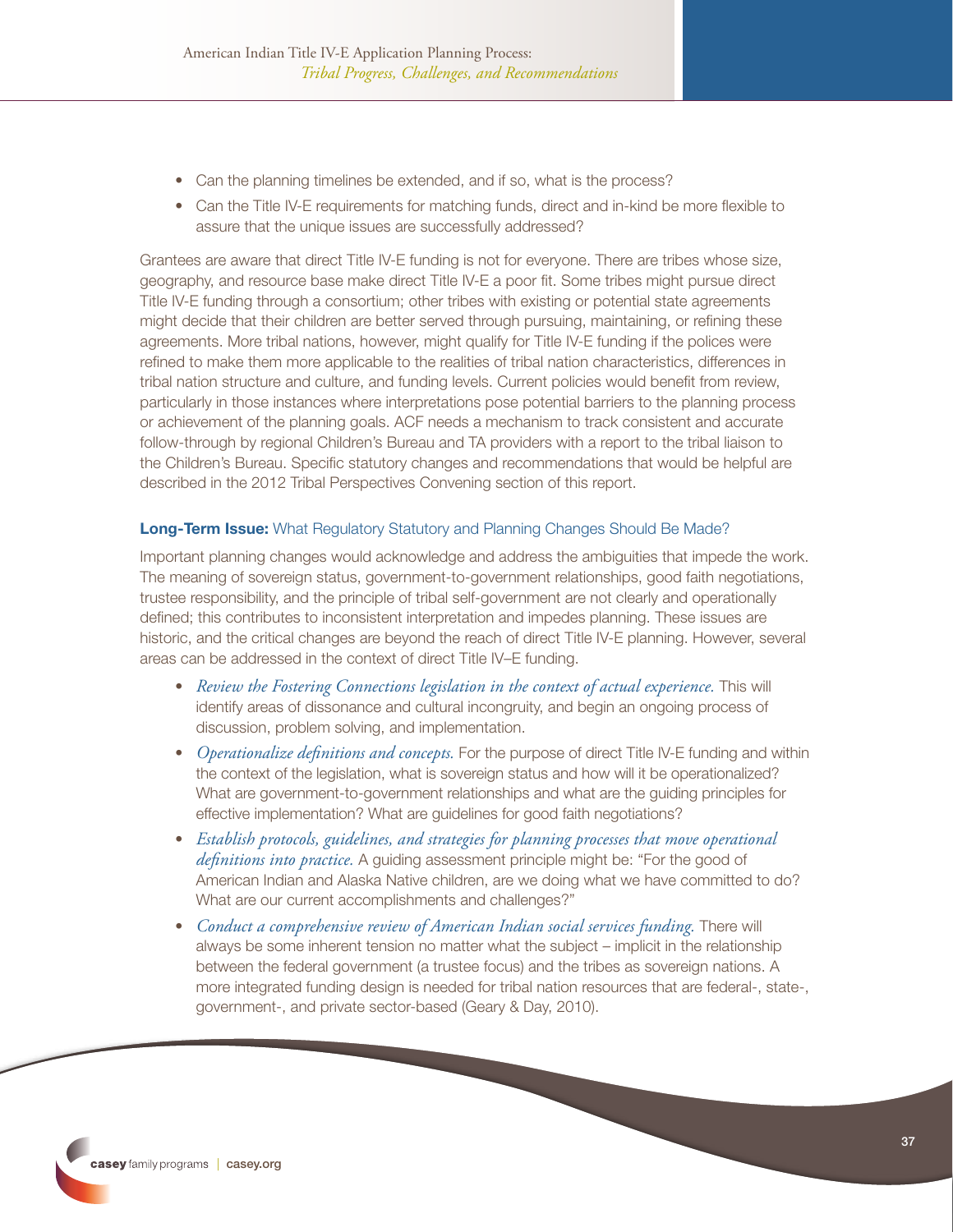- Can the planning timelines be extended, and if so, what is the process?
- Can the Title IV-E requirements for matching funds, direct and in-kind be more flexible to assure that the unique issues are successfully addressed?

Grantees are aware that direct Title IV-E funding is not for everyone. There are tribes whose size, geography, and resource base make direct Title IV-E a poor fit. Some tribes might pursue direct Title IV-E funding through a consortium; other tribes with existing or potential state agreements might decide that their children are better served through pursuing, maintaining, or refining these agreements. More tribal nations, however, might qualify for Title IV-E funding if the polices were refined to make them more applicable to the realities of tribal nation characteristics, differences in tribal nation structure and culture, and funding levels. Current policies would benefit from review, particularly in those instances where interpretations pose potential barriers to the planning process or achievement of the planning goals. ACF needs a mechanism to track consistent and accurate follow-through by regional Children's Bureau and TA providers with a report to the tribal liaison to the Children's Bureau. Specific statutory changes and recommendations that would be helpful are described in the 2012 Tribal Perspectives Convening section of this report.

**Long-Term Issue:** What Regulatory Statutory and Planning Changes Should Be Made?

Important planning changes would acknowledge and address the ambiguities that impede the work. The meaning of sovereign status, government-to-government relationships, good faith negotiations, trustee responsibility, and the principle of tribal self-government are not clearly and operationally defined; this contributes to inconsistent interpretation and impedes planning. These issues are historic, and the critical changes are beyond the reach of direct Title IV-E planning. However, several areas can be addressed in the context of direct Title IV–E funding.

- *Review the Fostering Connections legislation in the context of actual experience.* This will identify areas of dissonance and cultural incongruity, and begin an ongoing process of discussion, problem solving, and implementation.
- *Operationalize definitions and concepts.* For the purpose of direct Title IV-E funding and within the context of the legislation, what is sovereign status and how will it be operationalized? What are government-to-government relationships and what are the guiding principles for effective implementation? What are guidelines for good faith negotiations?
- *Establish protocols, guidelines, and strategies for planning processes that move operational definitions into practice.* A guiding assessment principle might be: "For the good of American Indian and Alaska Native children, are we doing what we have committed to do? What are our current accomplishments and challenges?"
- *Conduct a comprehensive review of American Indian social services funding.* There will always be some inherent tension no matter what the subject – implicit in the relationship between the federal government (a trustee focus) and the tribes as sovereign nations. A more integrated funding design is needed for tribal nation resources that are federal-, state-, government-, and private sector-based (Geary & Day, 2010).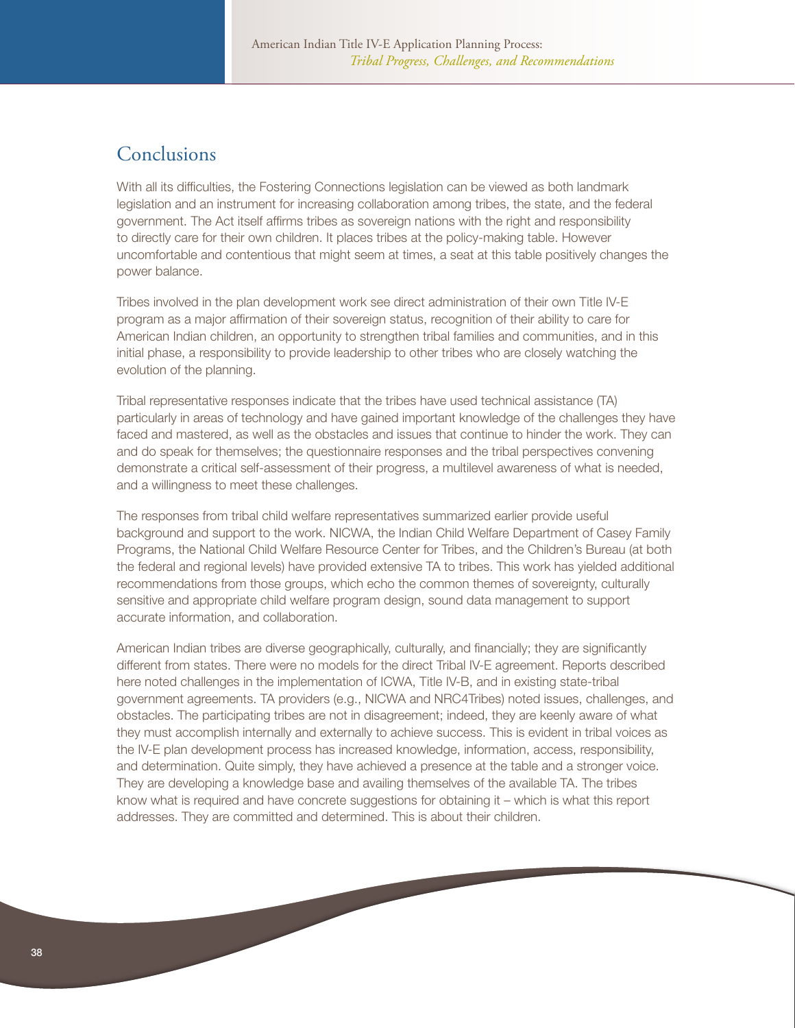## Conclusions

With all its difficulties, the Fostering Connections legislation can be viewed as both landmark legislation and an instrument for increasing collaboration among tribes, the state, and the federal government. The Act itself affirms tribes as sovereign nations with the right and responsibility to directly care for their own children. It places tribes at the policy-making table. However uncomfortable and contentious that might seem at times, a seat at this table positively changes the power balance.

Tribes involved in the plan development work see direct administration of their own Title IV-E program as a major affirmation of their sovereign status, recognition of their ability to care for American Indian children, an opportunity to strengthen tribal families and communities, and in this initial phase, a responsibility to provide leadership to other tribes who are closely watching the evolution of the planning.

Tribal representative responses indicate that the tribes have used technical assistance (TA) particularly in areas of technology and have gained important knowledge of the challenges they have faced and mastered, as well as the obstacles and issues that continue to hinder the work. They can and do speak for themselves; the questionnaire responses and the tribal perspectives convening demonstrate a critical self-assessment of their progress, a multilevel awareness of what is needed, and a willingness to meet these challenges.

The responses from tribal child welfare representatives summarized earlier provide useful background and support to the work. NICWA, the Indian Child Welfare Department of Casey Family Programs, the National Child Welfare Resource Center for Tribes, and the Children's Bureau (at both the federal and regional levels) have provided extensive TA to tribes. This work has yielded additional recommendations from those groups, which echo the common themes of sovereignty, culturally sensitive and appropriate child welfare program design, sound data management to support accurate information, and collaboration.

American Indian tribes are diverse geographically, culturally, and financially; they are significantly different from states. There were no models for the direct Tribal IV-E agreement. Reports described here noted challenges in the implementation of ICWA, Title IV-B, and in existing state-tribal government agreements. TA providers (e.g., NICWA and NRC4Tribes) noted issues, challenges, and obstacles. The participating tribes are not in disagreement; indeed, they are keenly aware of what they must accomplish internally and externally to achieve success. This is evident in tribal voices as the IV-E plan development process has increased knowledge, information, access, responsibility, and determination. Quite simply, they have achieved a presence at the table and a stronger voice. They are developing a knowledge base and availing themselves of the available TA. The tribes know what is required and have concrete suggestions for obtaining it – which is what this report addresses. They are committed and determined. This is about their children.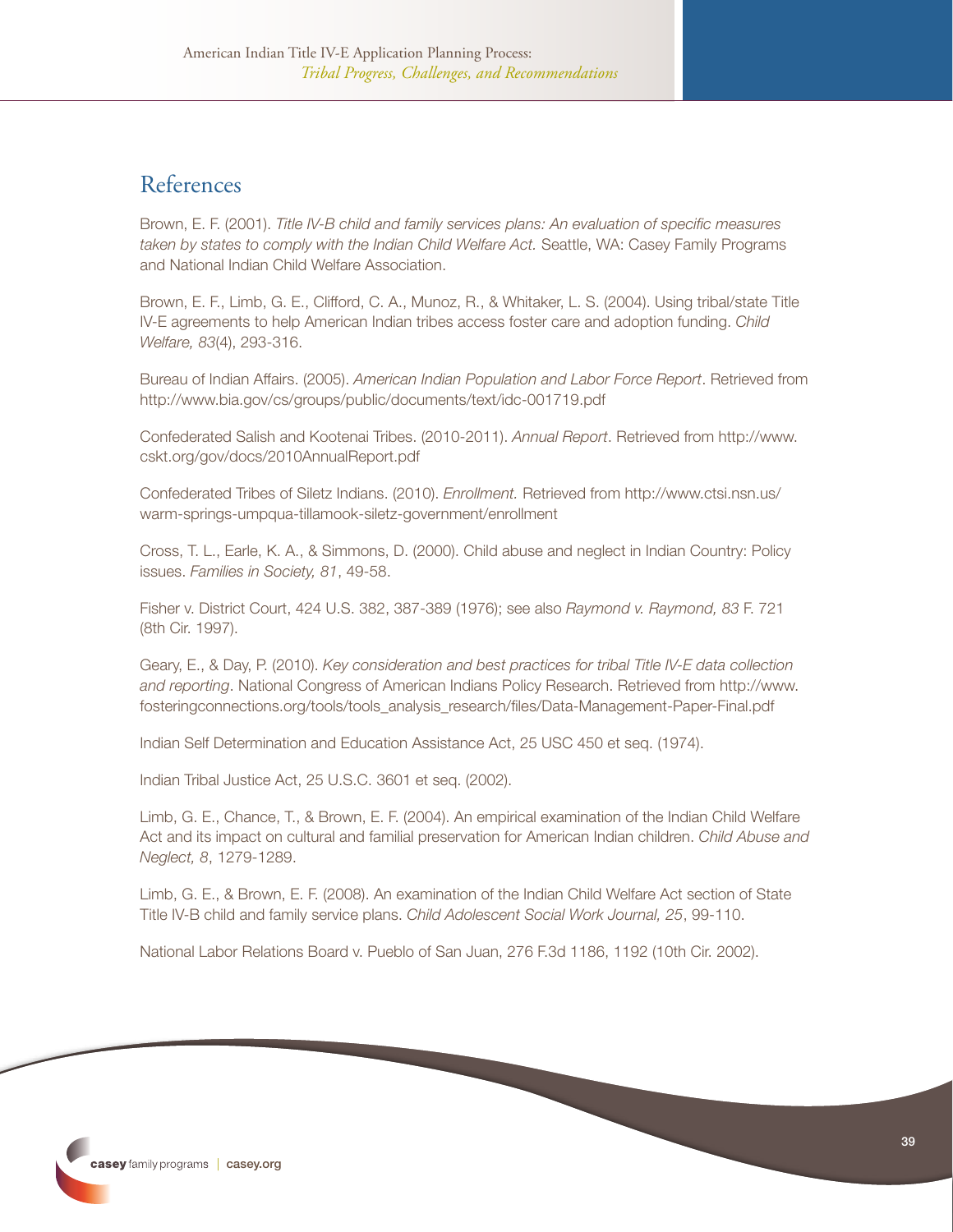## References

Brown, E. F. (2001). *Title IV-B child and family services plans: An evaluation of specific measures taken by states to comply with the Indian Child Welfare Act.* Seattle, WA: Casey Family Programs and National Indian Child Welfare Association.

Brown, E. F., Limb, G. E., Clifford, C. A., Munoz, R., & Whitaker, L. S. (2004). Using tribal/state Title IV-E agreements to help American Indian tribes access foster care and adoption funding. *Child Welfare, 83*(4), 293-316.

Bureau of Indian Affairs. (2005). *American Indian Population and Labor Force Report*. Retrieved from http://www.bia.gov/cs/groups/public/documents/text/idc-001719.pdf

Confederated Salish and Kootenai Tribes. (2010-2011). *Annual Report*. Retrieved from http://www.cskt.org/gov/docs/2010AnnualReport.pdf

Confederated Tribes of Siletz Indians. (2010). *Enrollment.* Retrieved from http://www.ctsi.nsn.us/warm-springs-umpqua-tillamook-siletz-government/enrollment

Cross, T. L., Earle, K. A., & Simmons, D. (2000). Child abuse and neglect in Indian Country: Policy issues. *Families in Society, 81*, 49-58.

Fisher v. District Court, 424 U.S. 382, 387-389 (1976); see also *Raymond v. Raymond, 83* F. 721 (8th Cir. 1997).

Geary, E., & Day, P. (2010). *Key consideration and best practices for tribal Title IV-E data collection and reporting*. National Congress of American Indians Policy Research. Retrieved from http://www.fosteringconnections.org/tools/tools_analysis_research/files/Data-Management-Paper-Final.pdf

Indian Self Determination and Education Assistance Act, 25 USC 450 et seq. (1974).

Indian Tribal Justice Act, 25 U.S.C. 3601 et seq. (2002).

Limb, G. E., Chance, T., & Brown, E. F. (2004). An empirical examination of the Indian Child Welfare Act and its impact on cultural and familial preservation for American Indian children. *Child Abuse and Neglect, 8*, 1279-1289.

Limb, G. E., & Brown, E. F. (2008). An examination of the Indian Child Welfare Act section of State Title IV-B child and family service plans. *Child Adolescent Social Work Journal, 25*, 99-110.

National Labor Relations Board v. Pueblo of San Juan, 276 F.3d 1186, 1192 (10th Cir. 2002).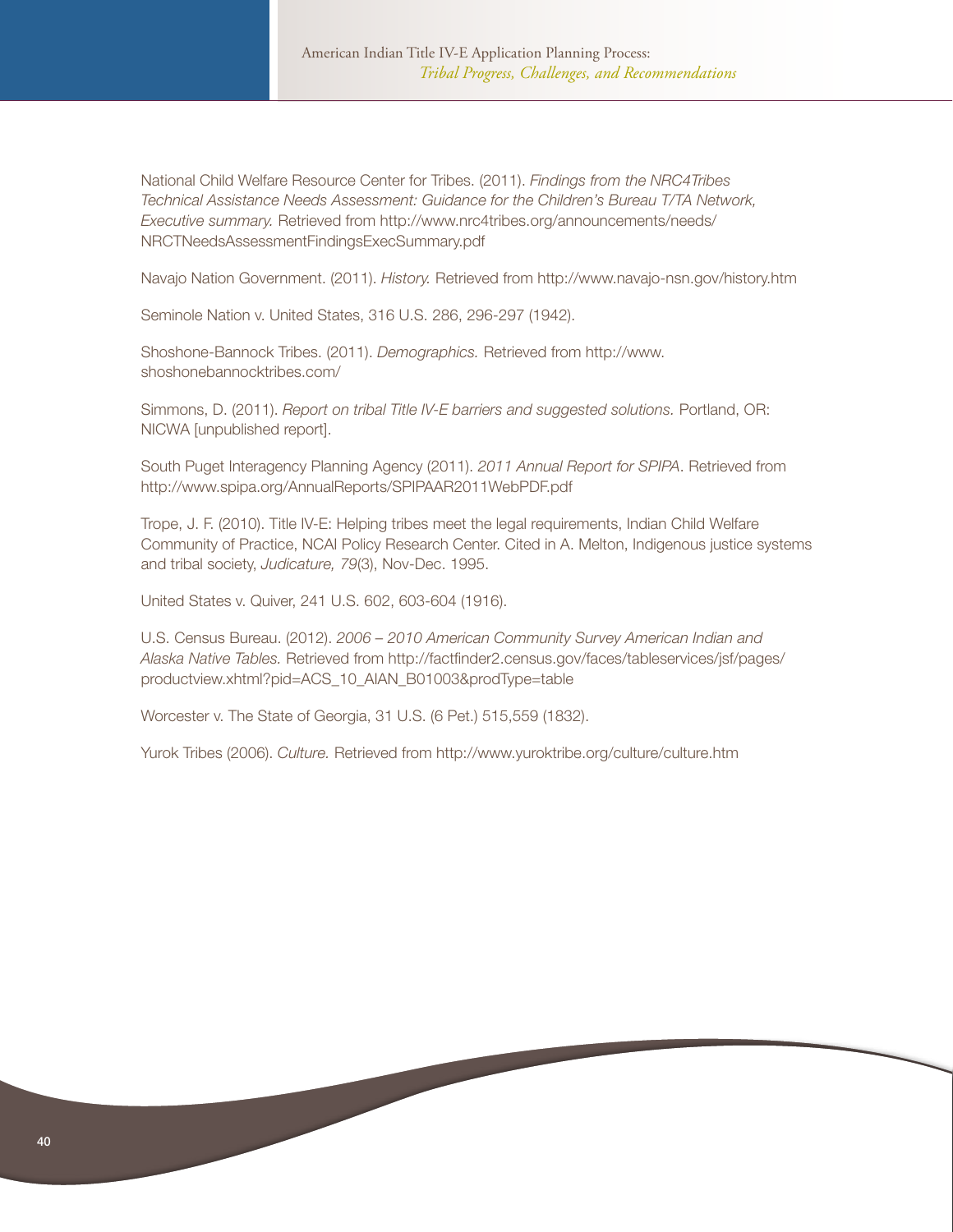National Child Welfare Resource Center for Tribes. (2011). *Findings from the NRC4Tribes Technical Assistance Needs Assessment: Guidance for the Children's Bureau T/TA Network, Executive summary.* Retrieved from http://www.nrc4tribes.org/announcements/needs/NRCTNeedsAssessmentFindingsExecSummary.pdf

Navajo Nation Government. (2011). *History.* Retrieved from http://www.navajo-nsn.gov/history.htm

Seminole Nation v. United States, 316 U.S. 286, 296-297 (1942).

Shoshone-Bannock Tribes. (2011). *Demographics.* Retrieved from http://www.shoshonebannocktribes.com/

Simmons, D. (2011). *Report on tribal Title IV-E barriers and suggested solutions.* Portland, OR: NICWA [unpublished report].

South Puget Interagency Planning Agency (2011). *2011 Annual Report for SPIPA*. Retrieved from http://www.spipa.org/AnnualReports/SPIPAAR2011WebPDF.pdf

Trope, J. F. (2010). Title IV-E: Helping tribes meet the legal requirements, Indian Child Welfare Community of Practice, NCAI Policy Research Center. Cited in A. Melton, Indigenous justice systems and tribal society, *Judicature, 79*(3), Nov-Dec. 1995.

United States v. Quiver, 241 U.S. 602, 603-604 (1916).

U.S. Census Bureau. (2012). *2006 – 2010 American Community Survey American Indian and Alaska Native Tables.* Retrieved from http://factfinder2.census.gov/faces/tableservices/jsf/pages/productview.xhtml?pid=ACS_10_AIAN_B01003&prodType=table

Worcester v. The State of Georgia, 31 U.S. (6 Pet.) 515,559 (1832).

Yurok Tribes (2006). *Culture.* Retrieved from http://www.yuroktribe.org/culture/culture.htm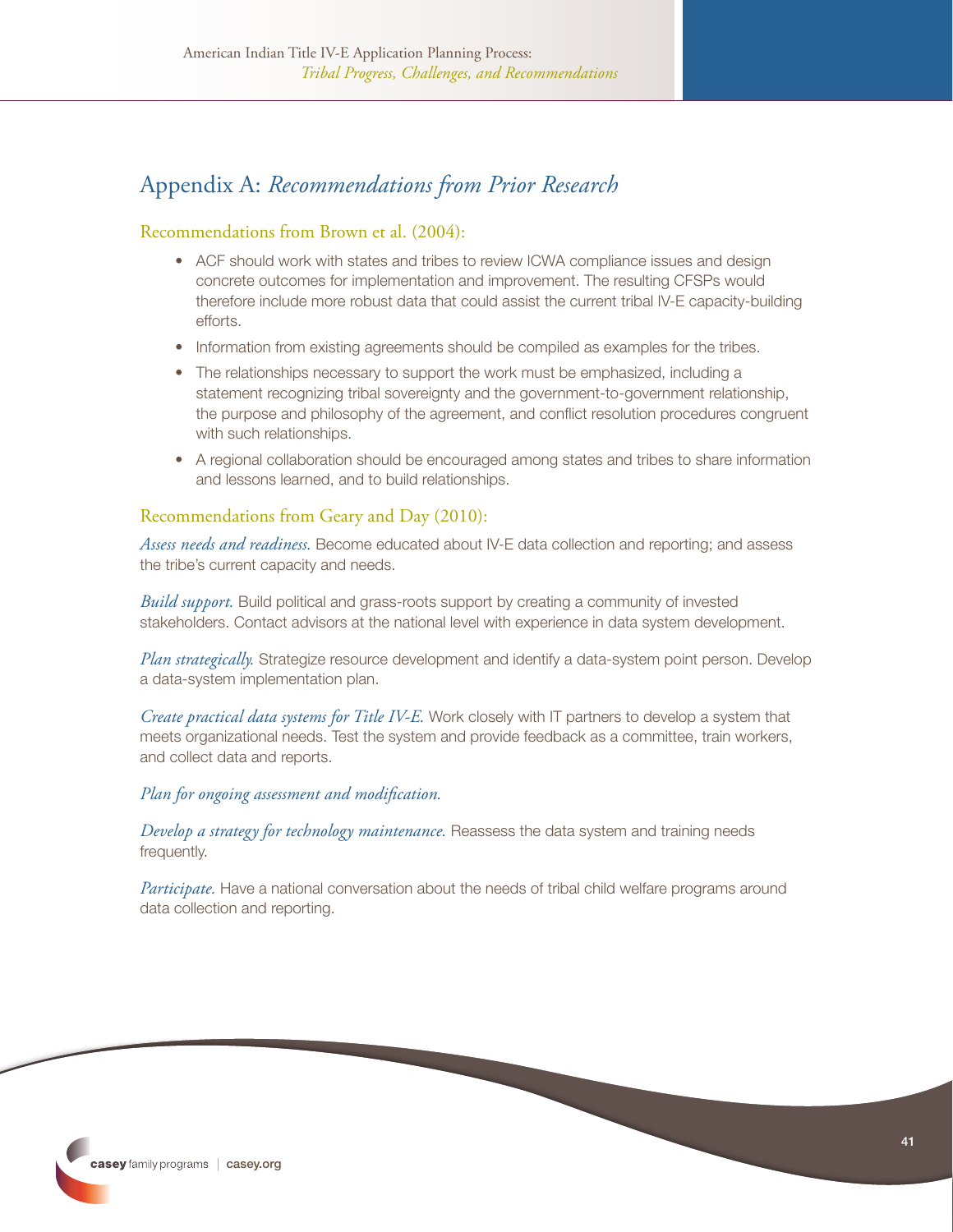## Appendix A: *Recommendations from Prior Research*

### Recommendations from Brown et al. (2004):

- ACF should work with states and tribes to review ICWA compliance issues and design concrete outcomes for implementation and improvement. The resulting CFSPs would therefore include more robust data that could assist the current tribal IV-E capacity-building efforts.
- Information from existing agreements should be compiled as examples for the tribes.
- The relationships necessary to support the work must be emphasized, including a statement recognizing tribal sovereignty and the government-to-government relationship, the purpose and philosophy of the agreement, and conflict resolution procedures congruent with such relationships.
- A regional collaboration should be encouraged among states and tribes to share information and lessons learned, and to build relationships.

### Recommendations from Geary and Day (2010):

*Assess needs and readiness.* Become educated about IV-E data collection and reporting; and assess the tribe's current capacity and needs.

*Build support.* Build political and grass-roots support by creating a community of invested stakeholders. Contact advisors at the national level with experience in data system development.

*Plan strategically.* Strategize resource development and identify a data-system point person. Develop a data-system implementation plan.

*Create practical data systems for Title IV-E.* Work closely with IT partners to develop a system that meets organizational needs. Test the system and provide feedback as a committee, train workers, and collect data and reports.

*Plan for ongoing assessment and modification.*

*Develop a strategy for technology maintenance.* Reassess the data system and training needs frequently.

*Participate.* Have a national conversation about the needs of tribal child welfare programs around data collection and reporting.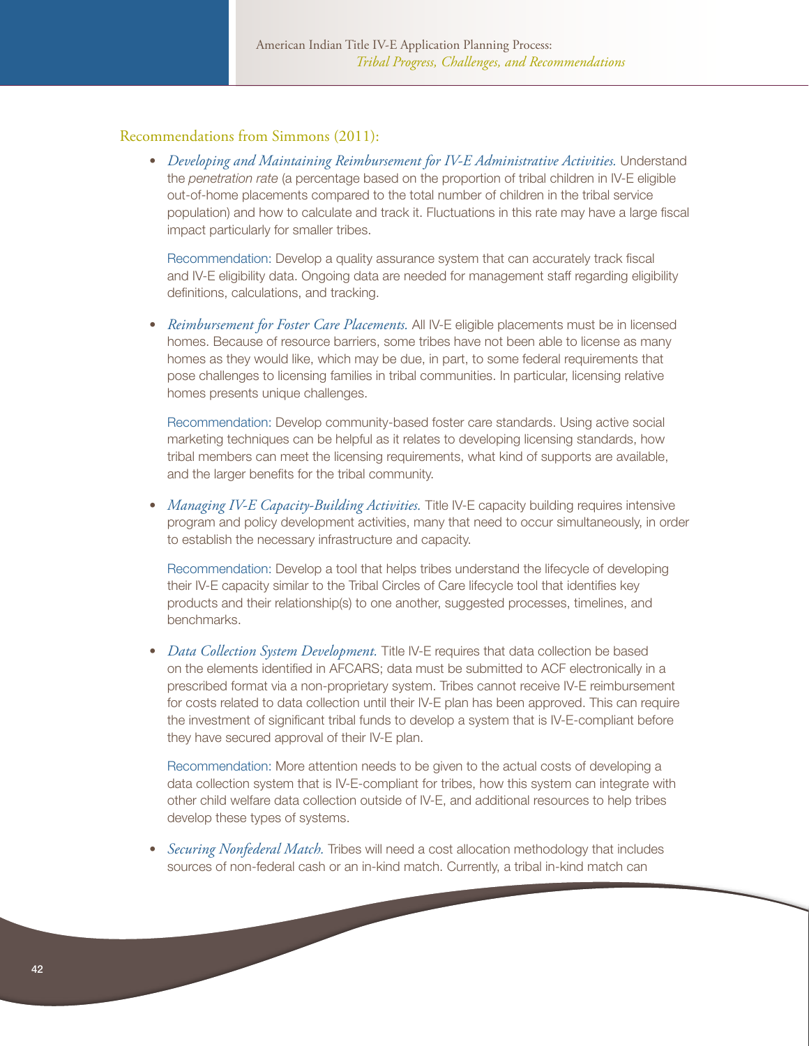### Recommendations from Simmons (2011):

- *Developing and Maintaining Reimbursement for IV-E Administrative Activities.* Understand the *penetration rate* (a percentage based on the proportion of tribal children in IV-E eligible out-of-home placements compared to the total number of children in the tribal service population) and how to calculate and track it. Fluctuations in this rate may have a large fiscal impact particularly for smaller tribes.

  Recommendation: Develop a quality assurance system that can accurately track fiscal and IV-E eligibility data. Ongoing data are needed for management staff regarding eligibility definitions, calculations, and tracking.

- *Reimbursement for Foster Care Placements.* All IV-E eligible placements must be in licensed homes. Because of resource barriers, some tribes have not been able to license as many homes as they would like, which may be due, in part, to some federal requirements that pose challenges to licensing families in tribal communities. In particular, licensing relative homes presents unique challenges.

  Recommendation: Develop community-based foster care standards. Using active social marketing techniques can be helpful as it relates to developing licensing standards, how tribal members can meet the licensing requirements, what kind of supports are available, and the larger benefits for the tribal community.

- *Managing IV-E Capacity-Building Activities.* Title IV-E capacity building requires intensive program and policy development activities, many that need to occur simultaneously, in order to establish the necessary infrastructure and capacity.

  Recommendation: Develop a tool that helps tribes understand the lifecycle of developing their IV-E capacity similar to the Tribal Circles of Care lifecycle tool that identifies key products and their relationship(s) to one another, suggested processes, timelines, and benchmarks.

- *Data Collection System Development.* Title IV-E requires that data collection be based on the elements identified in AFCARS; data must be submitted to ACF electronically in a prescribed format via a non-proprietary system. Tribes cannot receive IV-E reimbursement for costs related to data collection until their IV-E plan has been approved. This can require the investment of significant tribal funds to develop a system that is IV-E-compliant before they have secured approval of their IV-E plan.

  Recommendation: More attention needs to be given to the actual costs of developing a data collection system that is IV-E-compliant for tribes, how this system can integrate with other child welfare data collection outside of IV-E, and additional resources to help tribes develop these types of systems.

- *Securing Nonfederal Match.* Tribes will need a cost allocation methodology that includes sources of non-federal cash or an in-kind match. Currently, a tribal in-kind match can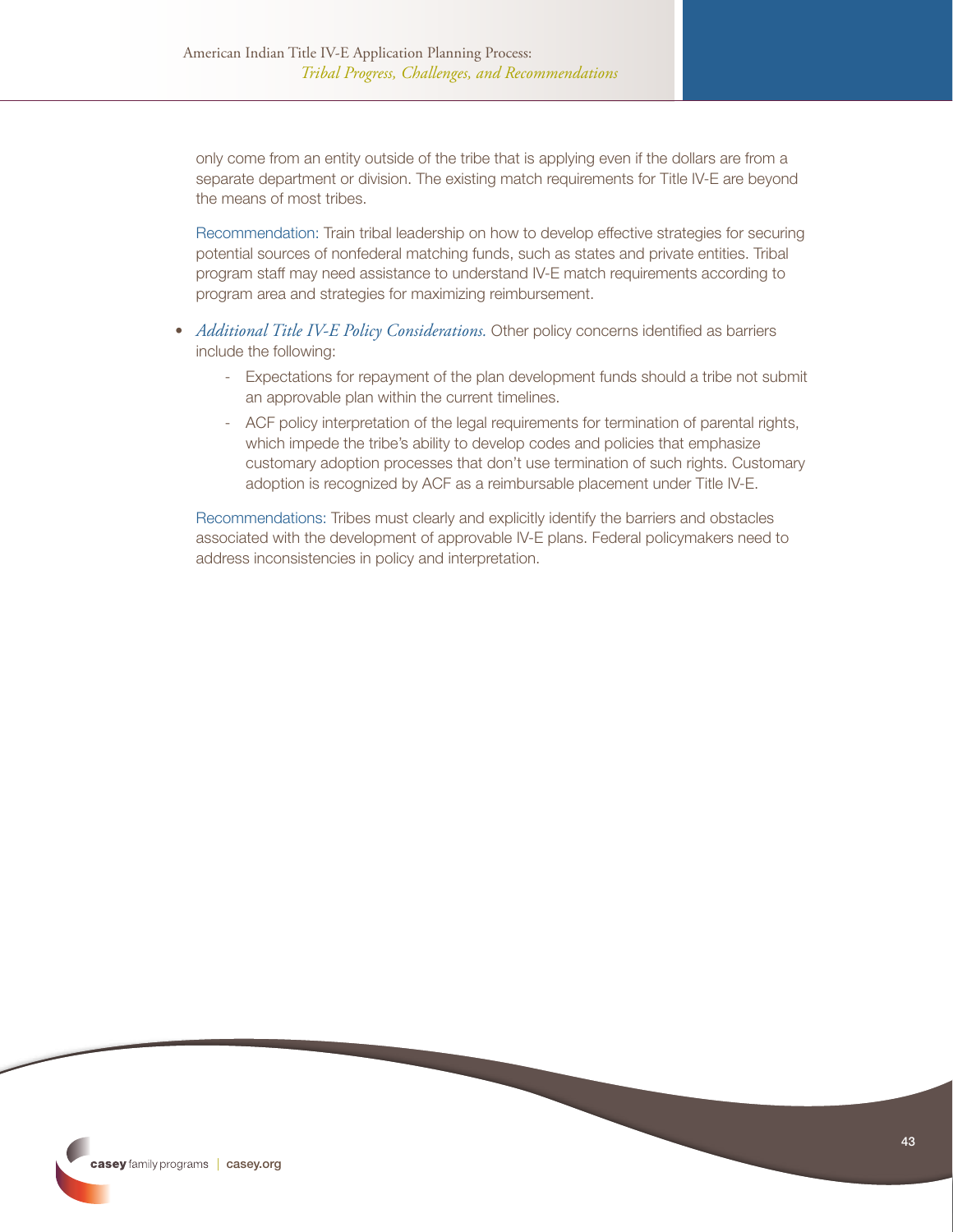only come from an entity outside of the tribe that is applying even if the dollars are from a separate department or division. The existing match requirements for Title IV-E are beyond the means of most tribes.

Recommendation: Train tribal leadership on how to develop effective strategies for securing potential sources of nonfederal matching funds, such as states and private entities. Tribal program staff may need assistance to understand IV-E match requirements according to program area and strategies for maximizing reimbursement.

- *Additional Title IV-E Policy Considerations.* Other policy concerns identified as barriers include the following:
  - Expectations for repayment of the plan development funds should a tribe not submit an approvable plan within the current timelines.
  - ACF policy interpretation of the legal requirements for termination of parental rights, which impede the tribe's ability to develop codes and policies that emphasize customary adoption processes that don't use termination of such rights. Customary adoption is recognized by ACF as a reimbursable placement under Title IV-E.

Recommendations: Tribes must clearly and explicitly identify the barriers and obstacles associated with the development of approvable IV-E plans. Federal policymakers need to address inconsistencies in policy and interpretation.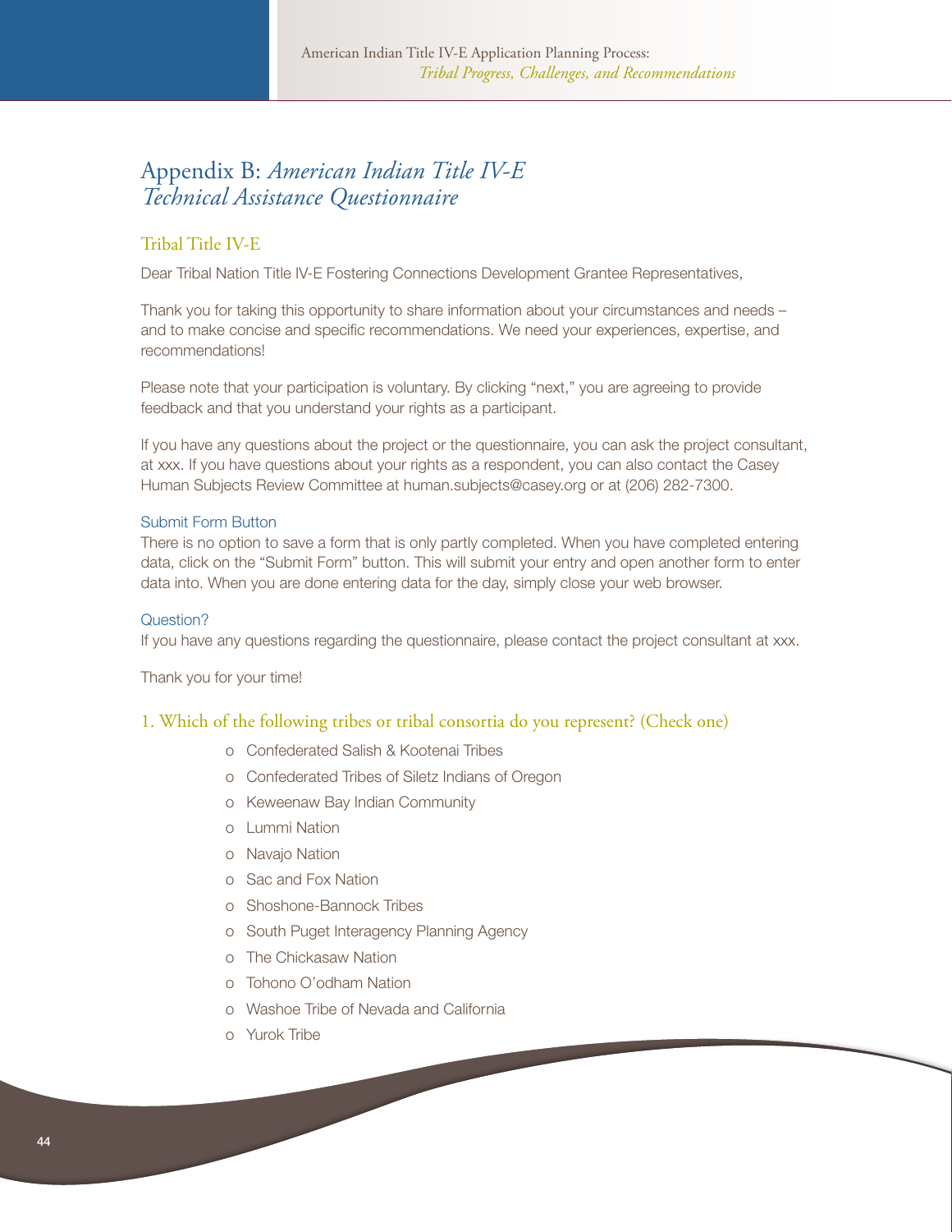# Appendix B: *American Indian Title IV-E Technical Assistance Questionnaire*

## Tribal Title IV-E

Dear Tribal Nation Title IV-E Fostering Connections Development Grantee Representatives,

Thank you for taking this opportunity to share information about your circumstances and needs – and to make concise and specific recommendations. We need your experiences, expertise, and recommendations!

Please note that your participation is voluntary. By clicking "next," you are agreeing to provide feedback and that you understand your rights as a participant.

If you have any questions about the project or the questionnaire, you can ask the project consultant, at xxx. If you have questions about your rights as a respondent, you can also contact the Casey Human Subjects Review Committee at human.subjects@casey.org or at (206) 282-7300.

### Submit Form Button

There is no option to save a form that is only partly completed. When you have completed entering data, click on the "Submit Form" button. This will submit your entry and open another form to enter data into. When you are done entering data for the day, simply close your web browser.

### Question?

If you have any questions regarding the questionnaire, please contact the project consultant at xxx.

Thank you for your time!

## 1. Which of the following tribes or tribal consortia do you represent? (Check one)

- o Confederated Salish & Kootenai Tribes
- o Confederated Tribes of Siletz Indians of Oregon
- o Keweenaw Bay Indian Community
- o Lummi Nation
- o Navajo Nation
- o Sac and Fox Nation
- o Shoshone-Bannock Tribes
- o South Puget Interagency Planning Agency
- o The Chickasaw Nation
- o Tohono O'odham Nation
- o Washoe Tribe of Nevada and California
- o Yurok Tribe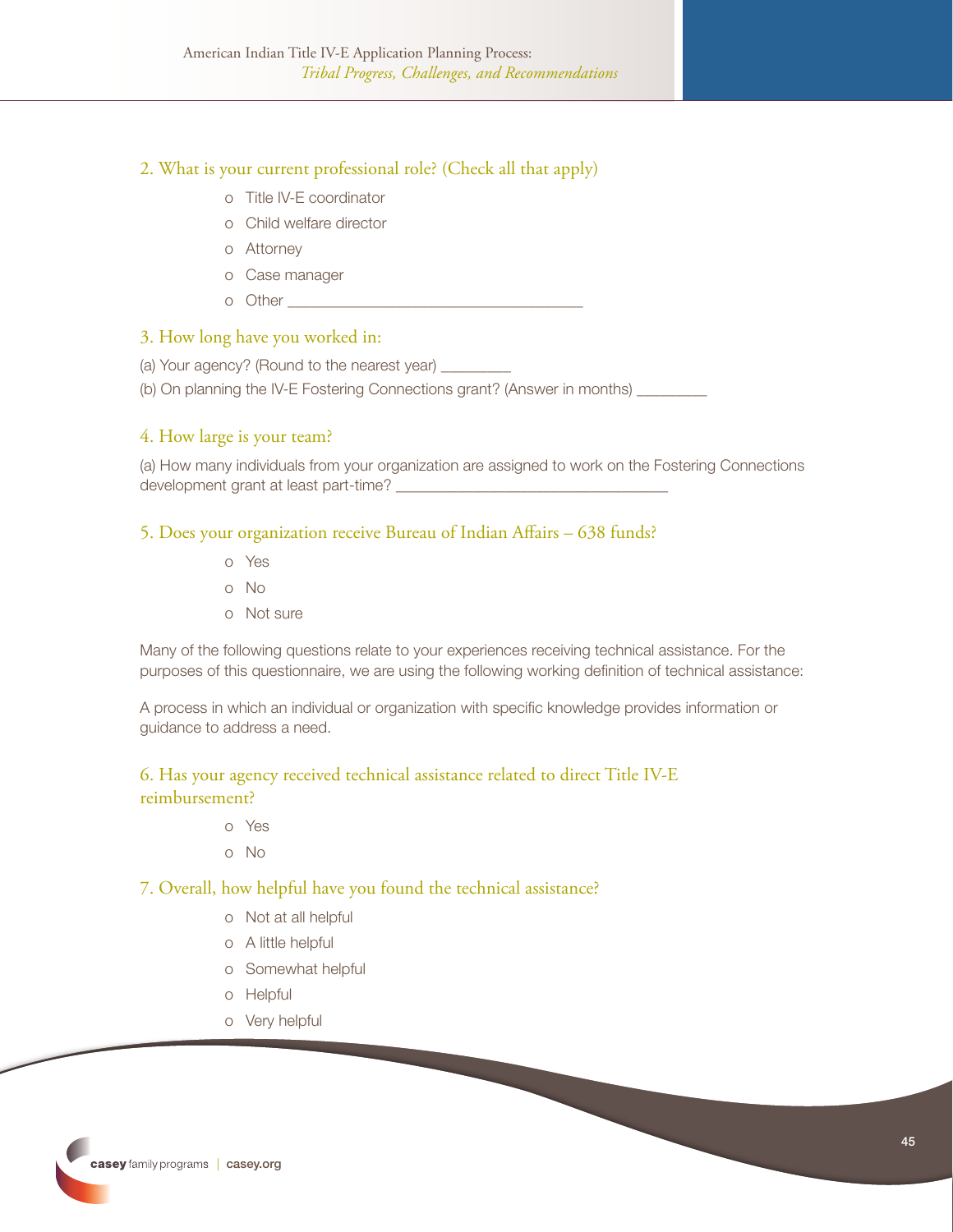### 2. What is your current professional role? (Check all that apply)

- o Title IV-E coordinator
- o Child welfare director
- o Attorney
- o Case manager
- o Other ___________________________________

### 3. How long have you worked in:

(a) Your agency? (Round to the nearest year) _________

(b) On planning the IV-E Fostering Connections grant? (Answer in months) _________

### 4. How large is your team?

(a) How many individuals from your organization are assigned to work on the Fostering Connections development grant at least part-time? _________________________________

### 5. Does your organization receive Bureau of Indian Affairs – 638 funds?

- o Yes
- o No
- o Not sure

Many of the following questions relate to your experiences receiving technical assistance. For the purposes of this questionnaire, we are using the following working definition of technical assistance:

A process in which an individual or organization with specific knowledge provides information or guidance to address a need.

### 6. Has your agency received technical assistance related to direct Title IV-E reimbursement?

- o Yes
- o No

### 7. Overall, how helpful have you found the technical assistance?

- o Not at all helpful
- o A little helpful
- o Somewhat helpful
- o Helpful
- o Very helpful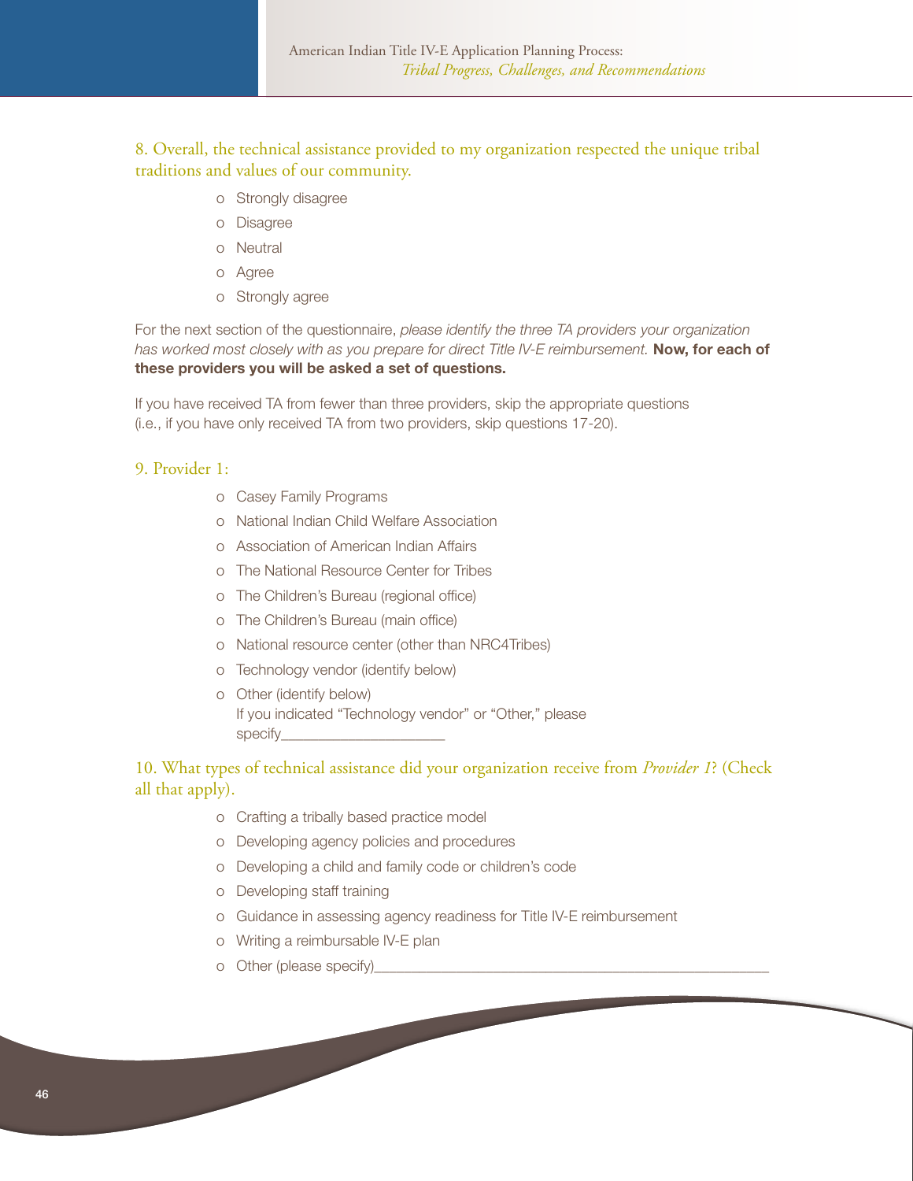8. Overall, the technical assistance provided to my organization respected the unique tribal traditions and values of our community.

- o Strongly disagree
- o Disagree
- o Neutral
- o Agree
- o Strongly agree

For the next section of the questionnaire, *please identify the three TA providers your organization has worked most closely with as you prepare for direct Title IV-E reimbursement.* **Now, for each of these providers you will be asked a set of questions.**

If you have received TA from fewer than three providers, skip the appropriate questions (i.e., if you have only received TA from two providers, skip questions 17-20).

9. Provider 1:

- o Casey Family Programs
- o National Indian Child Welfare Association
- o Association of American Indian Affairs
- o The National Resource Center for Tribes
- o The Children's Bureau (regional office)
- o The Children's Bureau (main office)
- o National resource center (other than NRC4Tribes)
- o Technology vendor (identify below)
- o Other (identify below)
  If you indicated "Technology vendor" or "Other," please specify____________________

10. What types of technical assistance did your organization receive from *Provider 1*? (Check all that apply).

- o Crafting a tribally based practice model
- o Developing agency policies and procedures
- o Developing a child and family code or children's code
- o Developing staff training
- o Guidance in assessing agency readiness for Title IV-E reimbursement
- o Writing a reimbursable IV-E plan
- o Other (please specify)________________________________________________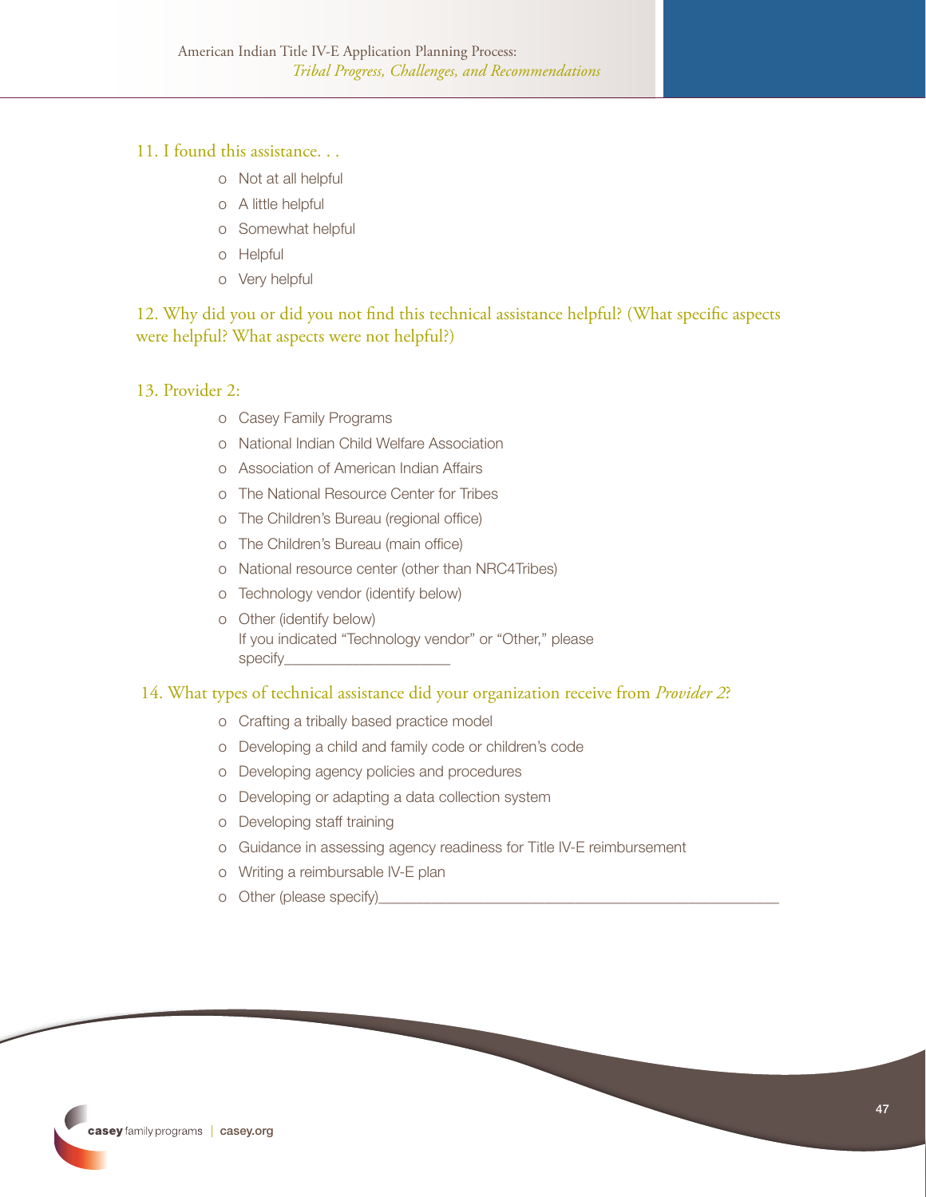11. I found this assistance. . .

- Not at all helpful
- A little helpful
- Somewhat helpful
- Helpful
- Very helpful

12. Why did you or did you not find this technical assistance helpful? (What specific aspects were helpful? What aspects were not helpful?)

13. Provider 2:

- Casey Family Programs
- National Indian Child Welfare Association
- Association of American Indian Affairs
- The National Resource Center for Tribes
- The Children's Bureau (regional office)
- The Children's Bureau (main office)
- National resource center (other than NRC4Tribes)
- Technology vendor (identify below)
- Other (identify below)  
  If you indicated "Technology vendor" or "Other," please specify______________________

14. What types of technical assistance did your organization receive from *Provider 2*?

- Crafting a tribally based practice model
- Developing a child and family code or children's code
- Developing agency policies and procedures
- Developing or adapting a data collection system
- Developing staff training
- Guidance in assessing agency readiness for Title IV-E reimbursement
- Writing a reimbursable IV-E plan
- Other (please specify)_____________________________________________________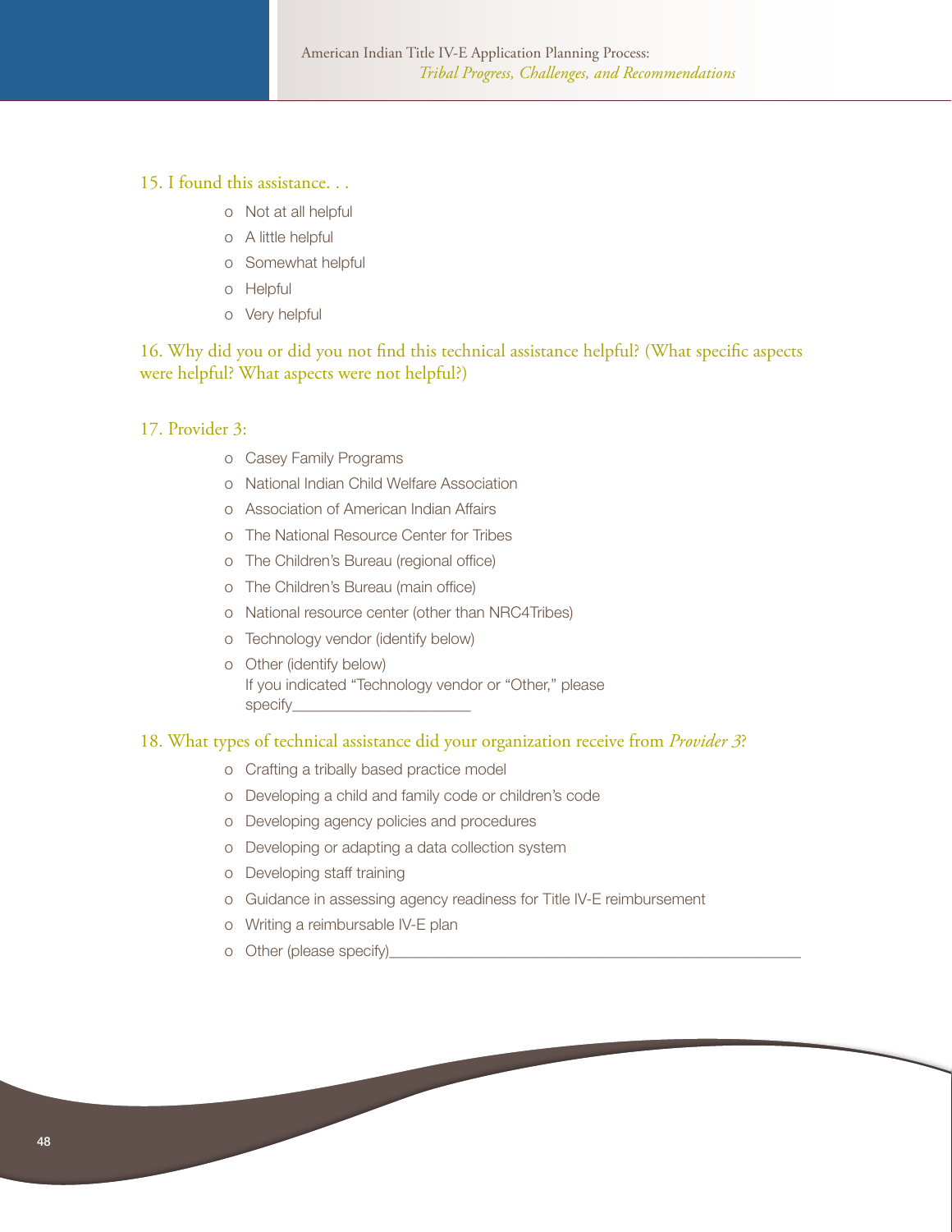15. I found this assistance. . .

- o Not at all helpful
- o A little helpful
- o Somewhat helpful
- o Helpful
- o Very helpful

16. Why did you or did you not find this technical assistance helpful? (What specific aspects were helpful? What aspects were not helpful?)

17. Provider 3:

- o Casey Family Programs
- o National Indian Child Welfare Association
- o Association of American Indian Affairs
- o The National Resource Center for Tribes
- o The Children's Bureau (regional office)
- o The Children's Bureau (main office)
- o National resource center (other than NRC4Tribes)
- o Technology vendor (identify below)
- o Other (identify below)
  If you indicated "Technology vendor or "Other," please specify______________________

18. What types of technical assistance did your organization receive from *Provider 3*?

- o Crafting a tribally based practice model
- o Developing a child and family code or children's code
- o Developing agency policies and procedures
- o Developing or adapting a data collection system
- o Developing staff training
- o Guidance in assessing agency readiness for Title IV-E reimbursement
- o Writing a reimbursable IV-E plan
- o Other (please specify)_____________________________________________________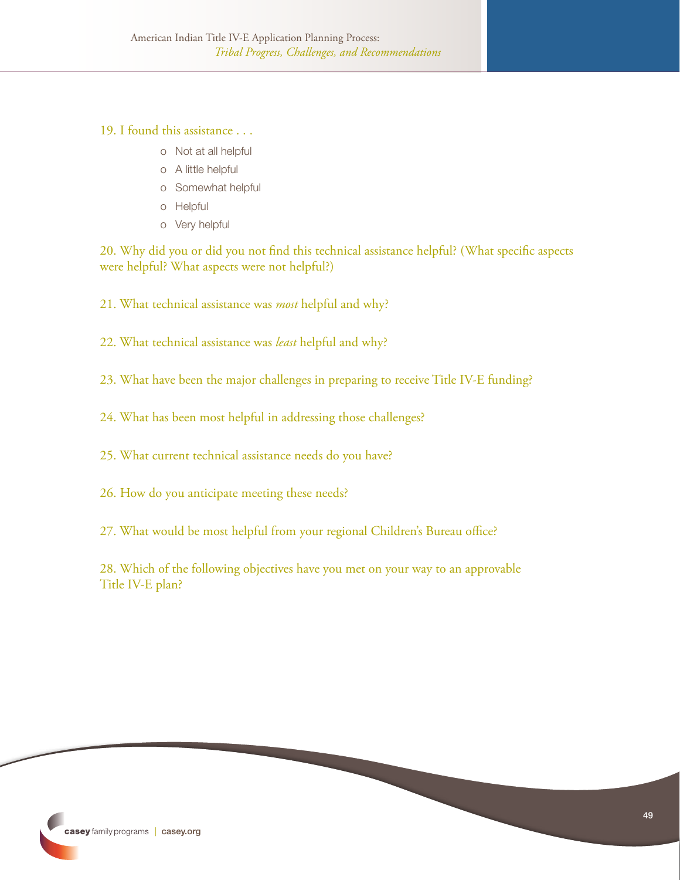19. I found this assistance . . .

- Not at all helpful
- A little helpful
- Somewhat helpful
- Helpful
- Very helpful

20. Why did you or did you not find this technical assistance helpful? (What specific aspects were helpful? What aspects were not helpful?)

21. What technical assistance was *most* helpful and why?

22. What technical assistance was *least* helpful and why?

23. What have been the major challenges in preparing to receive Title IV-E funding?

24. What has been most helpful in addressing those challenges?

25. What current technical assistance needs do you have?

26. How do you anticipate meeting these needs?

27. What would be most helpful from your regional Children's Bureau office?

28. Which of the following objectives have you met on your way to an approvable Title IV-E plan?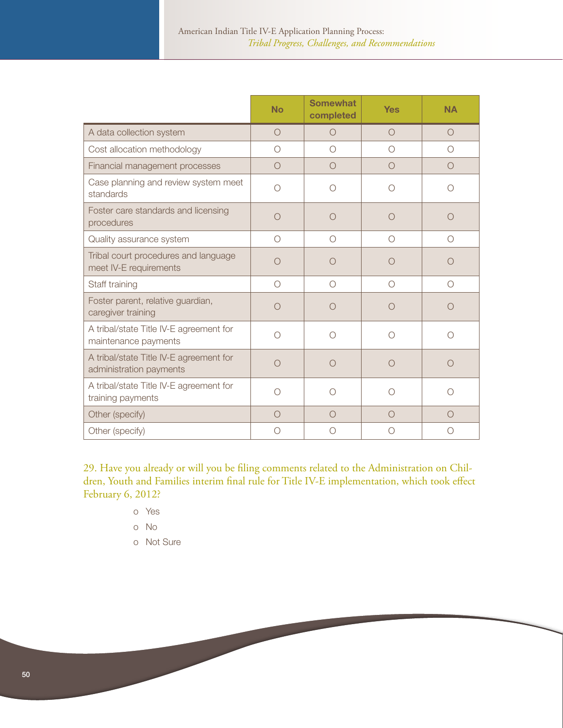| | No | Somewhat completed | Yes | NA |
|---|---|---|---|---|
| A data collection system | O | O | O | O |
| Cost allocation methodology | O | O | O | O |
| Financial management processes | O | O | O | O |
| Case planning and review system meet standards | O | O | O | O |
| Foster care standards and licensing procedures | O | O | O | O |
| Quality assurance system | O | O | O | O |
| Tribal court procedures and language meet IV-E requirements | O | O | O | O |
| Staff training | O | O | O | O |
| Foster parent, relative guardian, caregiver training | O | O | O | O |
| A tribal/state Title IV-E agreement for maintenance payments | O | O | O | O |
| A tribal/state Title IV-E agreement for administration payments | O | O | O | O |
| A tribal/state Title IV-E agreement for training payments | O | O | O | O |
| Other (specify) | O | O | O | O |
| Other (specify) | O | O | O | O |

29. Have you already or will you be filing comments related to the Administration on Children, Youth and Families interim final rule for Title IV-E implementation, which took effect February 6, 2012?

- o Yes
- o No
- o Not Sure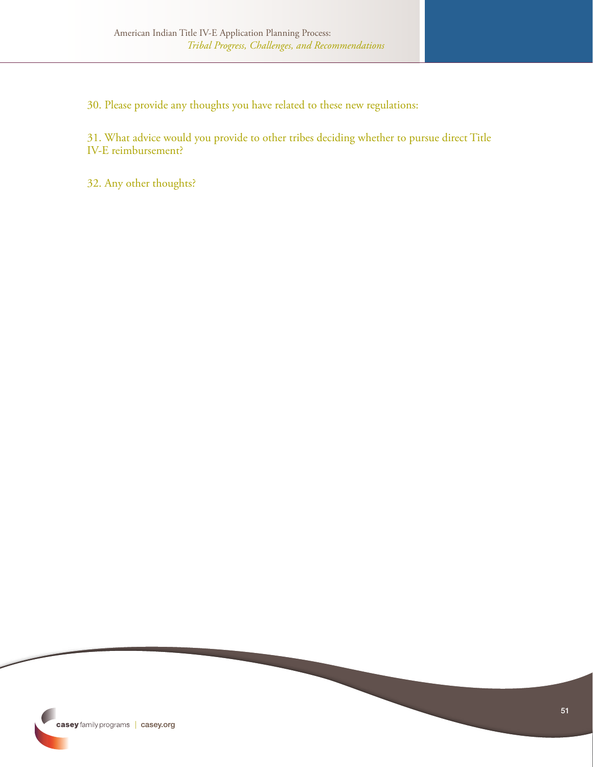30. Please provide any thoughts you have related to these new regulations:

31. What advice would you provide to other tribes deciding whether to pursue direct Title IV-E reimbursement?

32. Any other thoughts?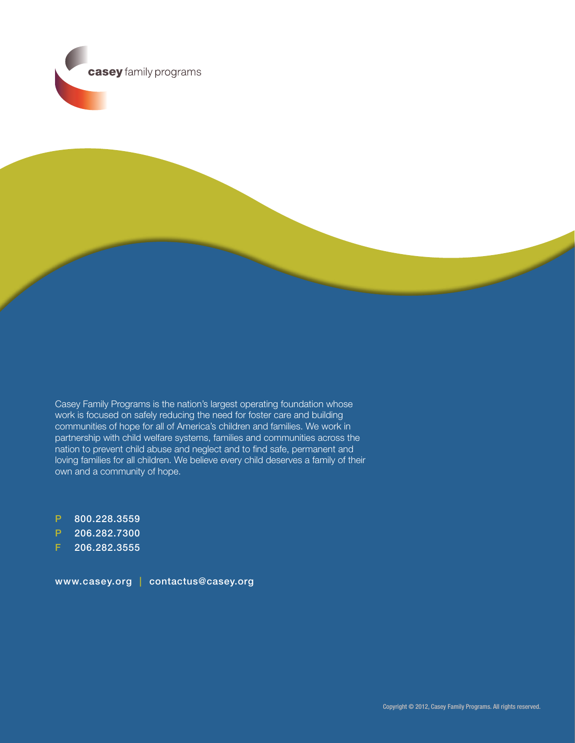**casey** family programs

Casey Family Programs is the nation's largest operating foundation whose work is focused on safely reducing the need for foster care and building communities of hope for all of America's children and families. We work in partnership with child welfare systems, families and communities across the nation to prevent child abuse and neglect and to find safe, permanent and loving families for all children. We believe every child deserves a family of their own and a community of hope.

P 800.228.3559
P 206.282.7300
F 206.282.3555

www.casey.org | contactus@casey.org

Copyright © 2012, Casey Family Programs. All rights reserved.